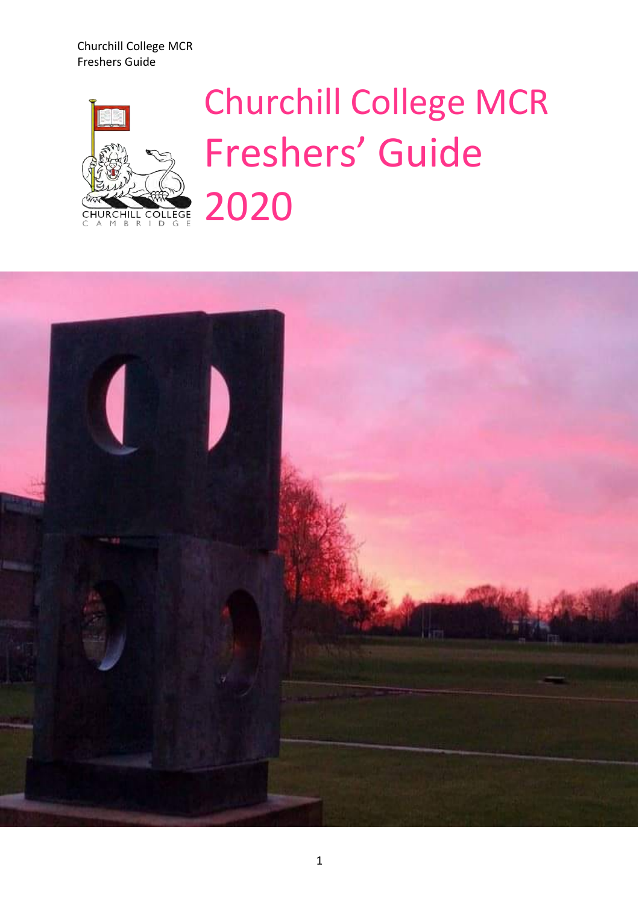# Churchill College MCR Freshers' Guide 2020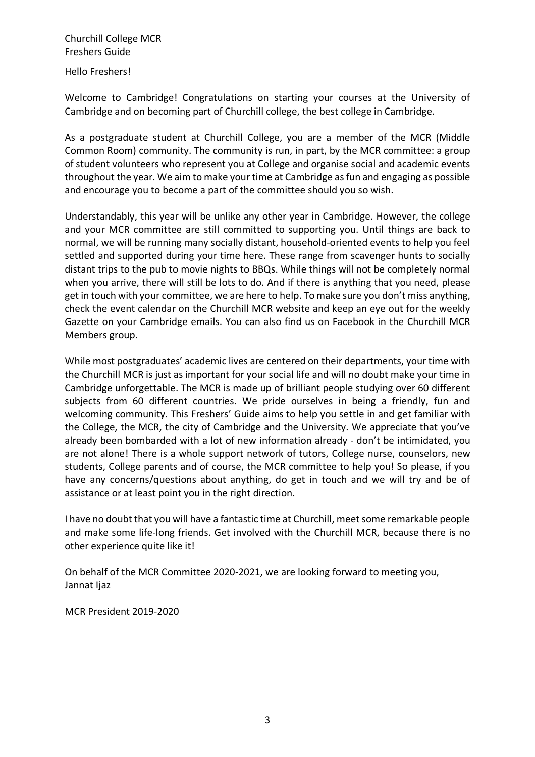Churchill College MCR
Freshers Guide

Hello Freshers!

Welcome to Cambridge! Congratulations on starting your courses at the University of Cambridge and on becoming part of Churchill college, the best college in Cambridge.

As a postgraduate student at Churchill College, you are a member of the MCR (Middle Common Room) community. The community is run, in part, by the MCR committee: a group of student volunteers who represent you at College and organise social and academic events throughout the year. We aim to make your time at Cambridge as fun and engaging as possible and encourage you to become a part of the committee should you so wish.

Understandably, this year will be unlike any other year in Cambridge. However, the college and your MCR committee are still committed to supporting you. Until things are back to normal, we will be running many socially distant, household-oriented events to help you feel settled and supported during your time here. These range from scavenger hunts to socially distant trips to the pub to movie nights to BBQs. While things will not be completely normal when you arrive, there will still be lots to do. And if there is anything that you need, please get in touch with your committee, we are here to help. To make sure you don't miss anything, check the event calendar on the Churchill MCR website and keep an eye out for the weekly Gazette on your Cambridge emails. You can also find us on Facebook in the Churchill MCR Members group.

While most postgraduates' academic lives are centered on their departments, your time with the Churchill MCR is just as important for your social life and will no doubt make your time in Cambridge unforgettable. The MCR is made up of brilliant people studying over 60 different subjects from 60 different countries. We pride ourselves in being a friendly, fun and welcoming community. This Freshers' Guide aims to help you settle in and get familiar with the College, the MCR, the city of Cambridge and the University. We appreciate that you've already been bombarded with a lot of new information already - don't be intimidated, you are not alone! There is a whole support network of tutors, College nurse, counselors, new students, College parents and of course, the MCR committee to help you! So please, if you have any concerns/questions about anything, do get in touch and we will try and be of assistance or at least point you in the right direction.

I have no doubt that you will have a fantastic time at Churchill, meet some remarkable people and make some life-long friends. Get involved with the Churchill MCR, because there is no other experience quite like it!

On behalf of the MCR Committee 2020-2021, we are looking forward to meeting you,
Jannat Ijaz

MCR President 2019-2020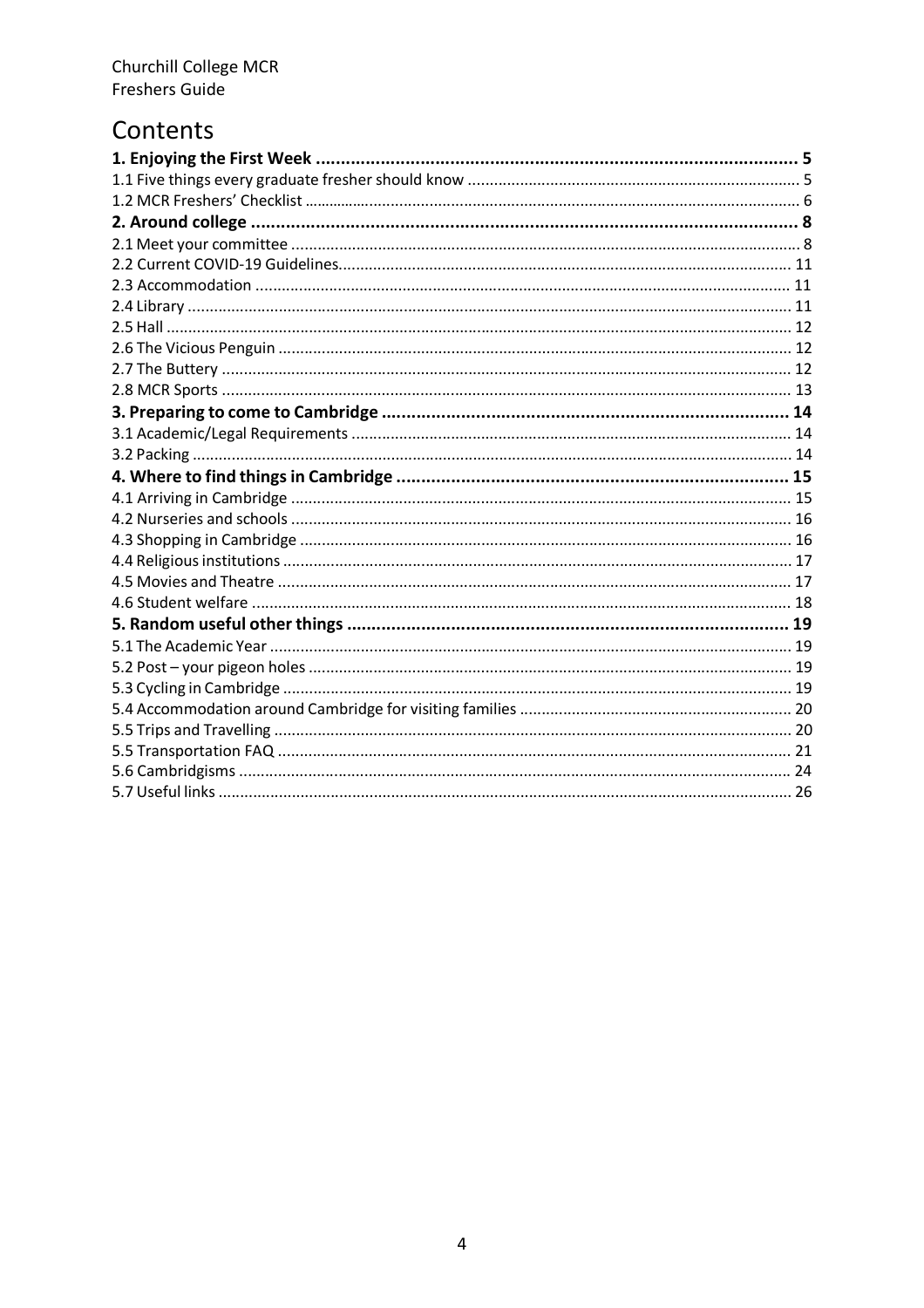Churchill College MCR
Freshers Guide

# Contents

**1. Enjoying the First Week ........ 5**
1.1 Five things every graduate fresher should know ........ 5
1.2 MCR Freshers' Checklist ........ 6
**2. Around college ........ 8**
2.1 Meet your committee ........ 8
2.2 Current COVID-19 Guidelines........ 11
2.3 Accommodation ........ 11
2.4 Library ........ 11
2.5 Hall ........ 12
2.6 The Vicious Penguin ........ 12
2.7 The Buttery ........ 12
2.8 MCR Sports ........ 13
**3. Preparing to come to Cambridge ........ 14**
3.1 Academic/Legal Requirements ........ 14
3.2 Packing ........ 14
**4. Where to find things in Cambridge ........ 15**
4.1 Arriving in Cambridge ........ 15
4.2 Nurseries and schools ........ 16
4.3 Shopping in Cambridge ........ 16
4.4 Religious institutions ........ 17
4.5 Movies and Theatre ........ 17
4.6 Student welfare ........ 18
**5. Random useful other things ........ 19**
5.1 The Academic Year ........ 19
5.2 Post – your pigeon holes ........ 19
5.3 Cycling in Cambridge ........ 19
5.4 Accommodation around Cambridge for visiting families ........ 20
5.5 Trips and Travelling ........ 20
5.5 Transportation FAQ ........ 21
5.6 Cambridgisms ........ 24
5.7 Useful links ........ 26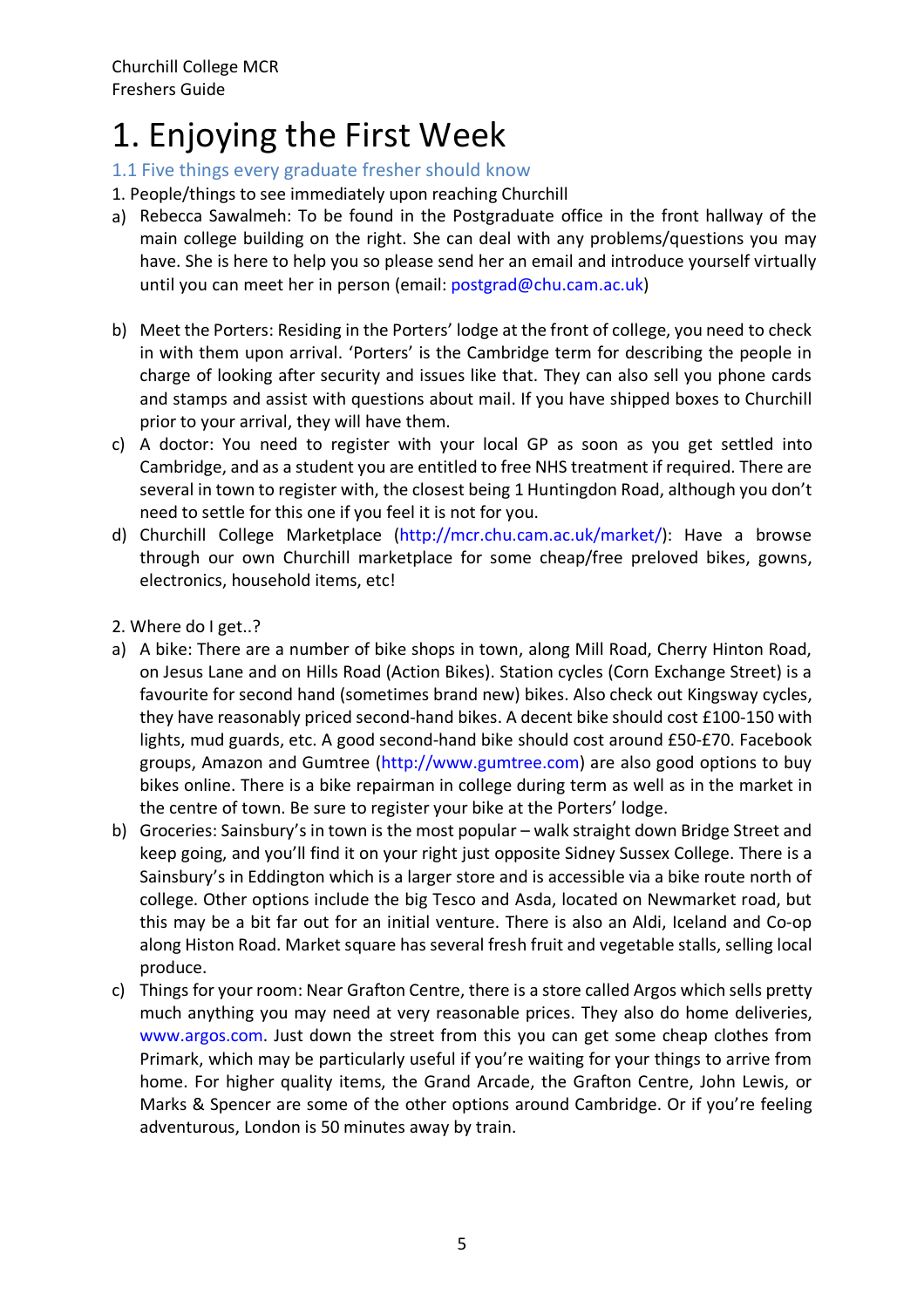Churchill College MCR
Freshers Guide

# 1. Enjoying the First Week

## 1.1 Five things every graduate fresher should know

1. People/things to see immediately upon reaching Churchill

a) Rebecca Sawalmeh: To be found in the Postgraduate office in the front hallway of the main college building on the right. She can deal with any problems/questions you may have. She is here to help you so please send her an email and introduce yourself virtually until you can meet her in person (email: postgrad@chu.cam.ac.uk)

b) Meet the Porters: Residing in the Porters' lodge at the front of college, you need to check in with them upon arrival. 'Porters' is the Cambridge term for describing the people in charge of looking after security and issues like that. They can also sell you phone cards and stamps and assist with questions about mail. If you have shipped boxes to Churchill prior to your arrival, they will have them.

c) A doctor: You need to register with your local GP as soon as you get settled into Cambridge, and as a student you are entitled to free NHS treatment if required. There are several in town to register with, the closest being 1 Huntingdon Road, although you don't need to settle for this one if you feel it is not for you.

d) Churchill College Marketplace (http://mcr.chu.cam.ac.uk/market/): Have a browse through our own Churchill marketplace for some cheap/free preloved bikes, gowns, electronics, household items, etc!

2. Where do I get..?

a) A bike: There are a number of bike shops in town, along Mill Road, Cherry Hinton Road, on Jesus Lane and on Hills Road (Action Bikes). Station cycles (Corn Exchange Street) is a favourite for second hand (sometimes brand new) bikes. Also check out Kingsway cycles, they have reasonably priced second-hand bikes. A decent bike should cost £100-150 with lights, mud guards, etc. A good second-hand bike should cost around £50-£70. Facebook groups, Amazon and Gumtree (http://www.gumtree.com) are also good options to buy bikes online. There is a bike repairman in college during term as well as in the market in the centre of town. Be sure to register your bike at the Porters' lodge.

b) Groceries: Sainsbury's in town is the most popular – walk straight down Bridge Street and keep going, and you'll find it on your right just opposite Sidney Sussex College. There is a Sainsbury's in Eddington which is a larger store and is accessible via a bike route north of college. Other options include the big Tesco and Asda, located on Newmarket road, but this may be a bit far out for an initial venture. There is also an Aldi, Iceland and Co-op along Histon Road. Market square has several fresh fruit and vegetable stalls, selling local produce.

c) Things for your room: Near Grafton Centre, there is a store called Argos which sells pretty much anything you may need at very reasonable prices. They also do home deliveries, www.argos.com. Just down the street from this you can get some cheap clothes from Primark, which may be particularly useful if you're waiting for your things to arrive from home. For higher quality items, the Grand Arcade, the Grafton Centre, John Lewis, or Marks & Spencer are some of the other options around Cambridge. Or if you're feeling adventurous, London is 50 minutes away by train.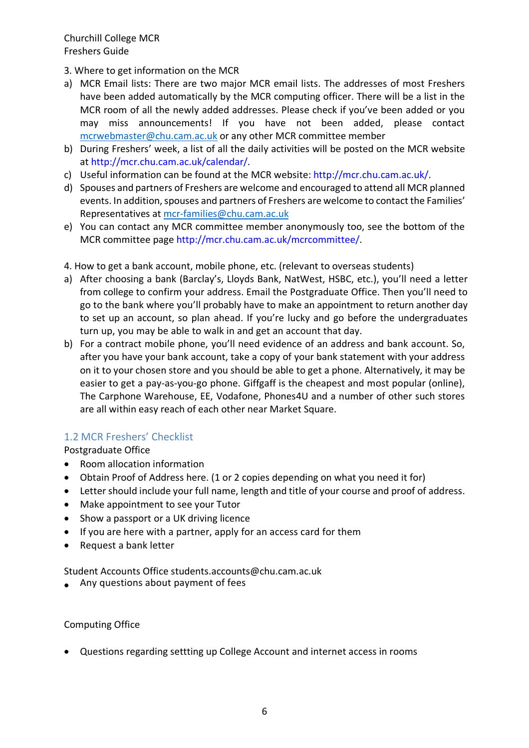3. Where to get information on the MCR

a) MCR Email lists: There are two major MCR email lists. The addresses of most Freshers have been added automatically by the MCR computing officer. There will be a list in the MCR room of all the newly added addresses. Please check if you've been added or you may miss announcements! If you have not been added, please contact mcrwebmaster@chu.cam.ac.uk or any other MCR committee member
b) During Freshers' week, a list of all the daily activities will be posted on the MCR website at http://mcr.chu.cam.ac.uk/calendar/.
c) Useful information can be found at the MCR website: http://mcr.chu.cam.ac.uk/.
d) Spouses and partners of Freshers are welcome and encouraged to attend all MCR planned events. In addition, spouses and partners of Freshers are welcome to contact the Families' Representatives at mcr-families@chu.cam.ac.uk
e) You can contact any MCR committee member anonymously too, see the bottom of the MCR committee page http://mcr.chu.cam.ac.uk/mcrcommittee/.

4. How to get a bank account, mobile phone, etc. (relevant to overseas students)

a) After choosing a bank (Barclay's, Lloyds Bank, NatWest, HSBC, etc.), you'll need a letter from college to confirm your address. Email the Postgraduate Office. Then you'll need to go to the bank where you'll probably have to make an appointment to return another day to set up an account, so plan ahead. If you're lucky and go before the undergraduates turn up, you may be able to walk in and get an account that day.
b) For a contract mobile phone, you'll need evidence of an address and bank account. So, after you have your bank account, take a copy of your bank statement with your address on it to your chosen store and you should be able to get a phone. Alternatively, it may be easier to get a pay-as-you-go phone. Giffgaff is the cheapest and most popular (online), The Carphone Warehouse, EE, Vodafone, Phones4U and a number of other such stores are all within easy reach of each other near Market Square.

## 1.2 MCR Freshers' Checklist

Postgraduate Office

- Room allocation information
- Obtain Proof of Address here. (1 or 2 copies depending on what you need it for)
- Letter should include your full name, length and title of your course and proof of address.
- Make appointment to see your Tutor
- Show a passport or a UK driving licence
- If you are here with a partner, apply for an access card for them
- Request a bank letter

Student Accounts Office students.accounts@chu.cam.ac.uk

- Any questions about payment of fees

Computing Office

- Questions regarding settting up College Account and internet access in rooms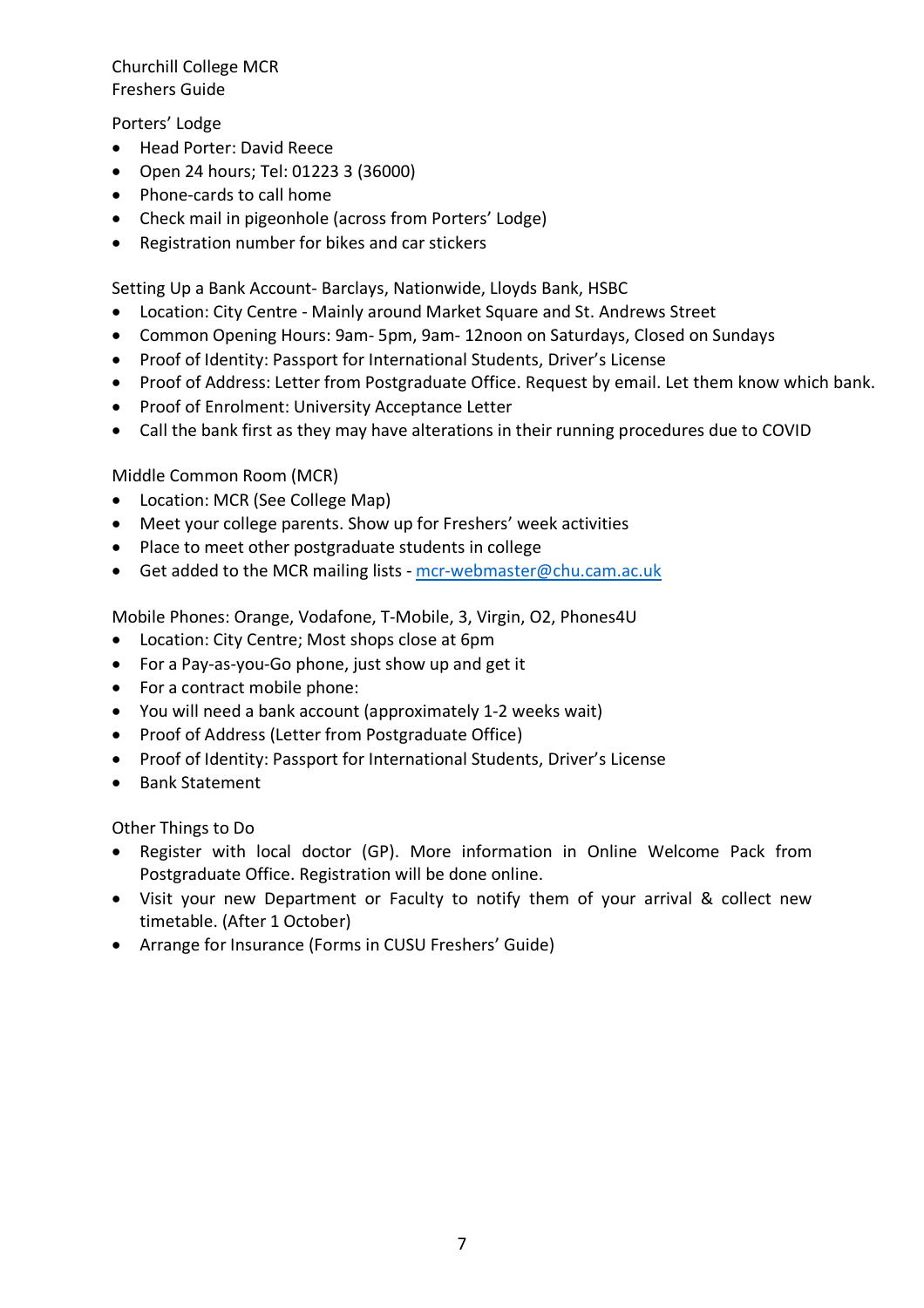Churchill College MCR
Freshers Guide

## Porters' Lodge

- Head Porter: David Reece
- Open 24 hours; Tel: 01223 3 (36000)
- Phone-cards to call home
- Check mail in pigeonhole (across from Porters' Lodge)
- Registration number for bikes and car stickers

## Setting Up a Bank Account- Barclays, Nationwide, Lloyds Bank, HSBC

- Location: City Centre - Mainly around Market Square and St. Andrews Street
- Common Opening Hours: 9am- 5pm, 9am- 12noon on Saturdays, Closed on Sundays
- Proof of Identity: Passport for International Students, Driver's License
- Proof of Address: Letter from Postgraduate Office. Request by email. Let them know which bank.
- Proof of Enrolment: University Acceptance Letter
- Call the bank first as they may have alterations in their running procedures due to COVID

## Middle Common Room (MCR)

- Location: MCR (See College Map)
- Meet your college parents. Show up for Freshers' week activities
- Place to meet other postgraduate students in college
- Get added to the MCR mailing lists - mcr-webmaster@chu.cam.ac.uk

## Mobile Phones: Orange, Vodafone, T-Mobile, 3, Virgin, O2, Phones4U

- Location: City Centre; Most shops close at 6pm
- For a Pay-as-you-Go phone, just show up and get it
- For a contract mobile phone:
- You will need a bank account (approximately 1-2 weeks wait)
- Proof of Address (Letter from Postgraduate Office)
- Proof of Identity: Passport for International Students, Driver's License
- Bank Statement

## Other Things to Do

- Register with local doctor (GP). More information in Online Welcome Pack from Postgraduate Office. Registration will be done online.
- Visit your new Department or Faculty to notify them of your arrival & collect new timetable. (After 1 October)
- Arrange for Insurance (Forms in CUSU Freshers' Guide)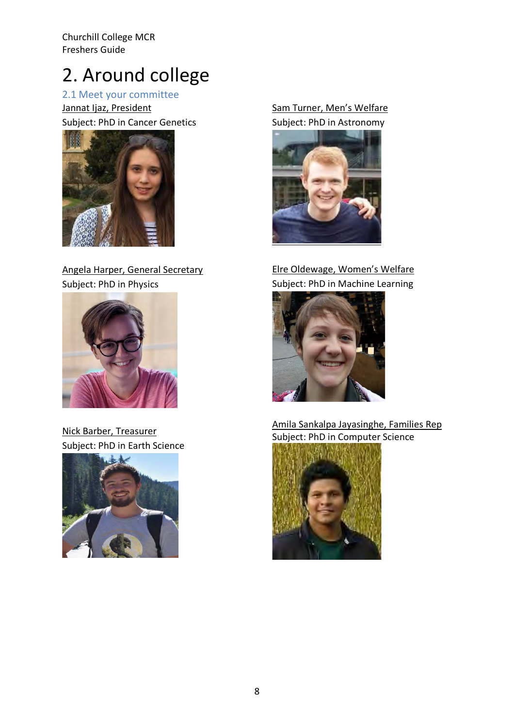# 2. Around college

## 2.1 Meet your committee

Jannat Ijaz, President
Subject: PhD in Cancer Genetics

Sam Turner, Men's Welfare
Subject: PhD in Astronomy

Angela Harper, General Secretary
Subject: PhD in Physics

Elre Oldewage, Women's Welfare
Subject: PhD in Machine Learning

Nick Barber, Treasurer
Subject: PhD in Earth Science

Amila Sankalpa Jayasinghe, Families Rep
Subject: PhD in Computer Science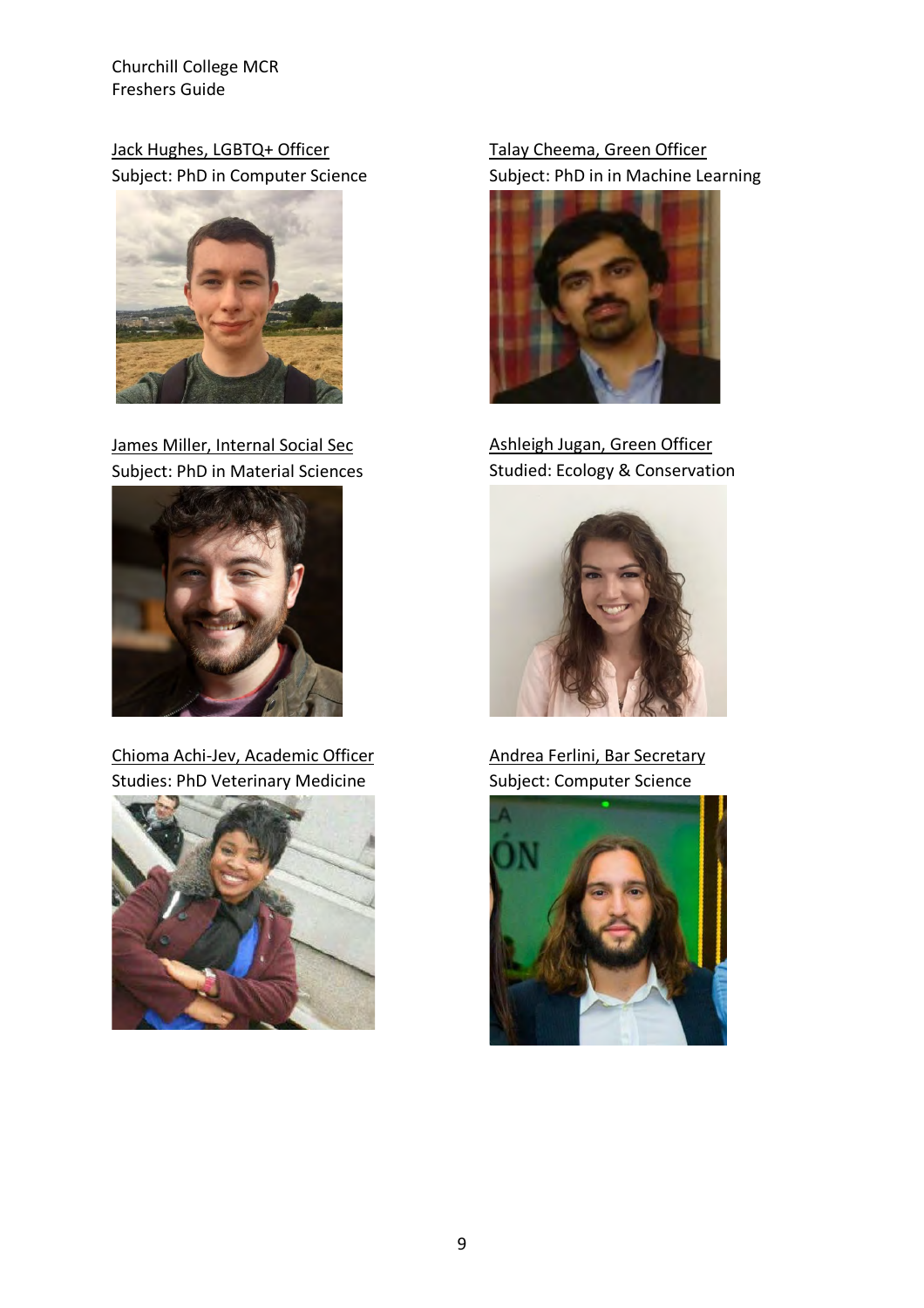Jack Hughes, LGBTQ+ Officer
Subject: PhD in Computer Science

Talay Cheema, Green Officer
Subject: PhD in in Machine Learning

James Miller, Internal Social Sec
Subject: PhD in Material Sciences

Ashleigh Jugan, Green Officer
Studied: Ecology & Conservation

Chioma Achi-Jev, Academic Officer
Studies: PhD Veterinary Medicine

Andrea Ferlini, Bar Secretary
Subject: Computer Science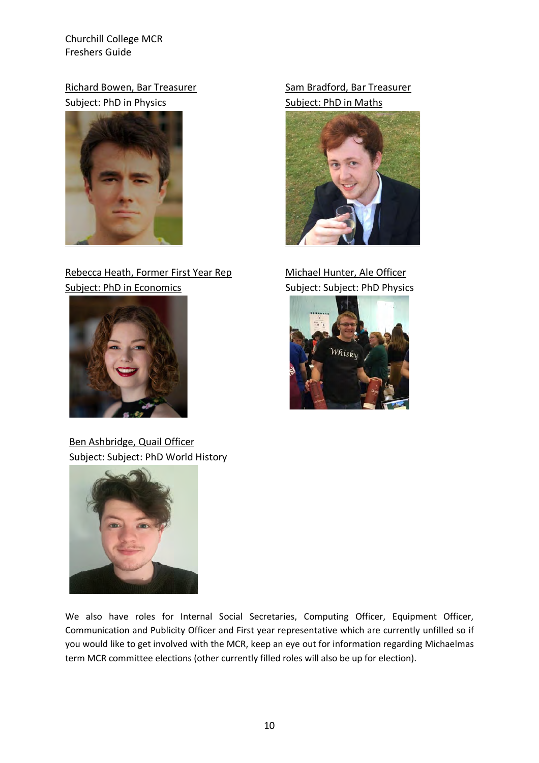Richard Bowen, Bar Treasurer
Subject: PhD in Physics

Sam Bradford, Bar Treasurer
Subject: PhD in Maths

Rebecca Heath, Former First Year Rep
Subject: PhD in Economics

Michael Hunter, Ale Officer
Subject: Subject: PhD Physics

Ben Ashbridge, Quail Officer
Subject: Subject: PhD World History

We also have roles for Internal Social Secretaries, Computing Officer, Equipment Officer, Communication and Publicity Officer and First year representative which are currently unfilled so if you would like to get involved with the MCR, keep an eye out for information regarding Michaelmas term MCR committee elections (other currently filled roles will also be up for election).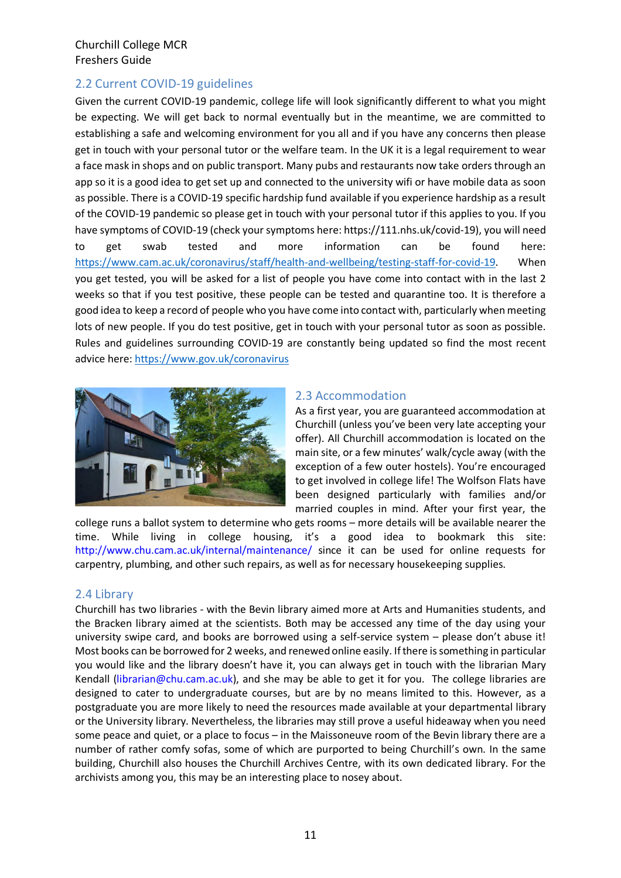## 2.2 Current COVID-19 guidelines

Given the current COVID-19 pandemic, college life will look significantly different to what you might be expecting. We will get back to normal eventually but in the meantime, we are committed to establishing a safe and welcoming environment for you all and if you have any concerns then please get in touch with your personal tutor or the welfare team. In the UK it is a legal requirement to wear a face mask in shops and on public transport. Many pubs and restaurants now take orders through an app so it is a good idea to get set up and connected to the university wifi or have mobile data as soon as possible. There is a COVID-19 specific hardship fund available if you experience hardship as a result of the COVID-19 pandemic so please get in touch with your personal tutor if this applies to you. If you have symptoms of COVID-19 (check your symptoms here: https://111.nhs.uk/covid-19), you will need to get swab tested and more information can be found here: https://www.cam.ac.uk/coronavirus/staff/health-and-wellbeing/testing-staff-for-covid-19. When you get tested, you will be asked for a list of people you have come into contact with in the last 2 weeks so that if you test positive, these people can be tested and quarantine too. It is therefore a good idea to keep a record of people who you have come into contact with, particularly when meeting lots of new people. If you do test positive, get in touch with your personal tutor as soon as possible. Rules and guidelines surrounding COVID-19 are constantly being updated so find the most recent advice here: https://www.gov.uk/coronavirus

## 2.3 Accommodation

As a first year, you are guaranteed accommodation at Churchill (unless you've been very late accepting your offer). All Churchill accommodation is located on the main site, or a few minutes' walk/cycle away (with the exception of a few outer hostels). You're encouraged to get involved in college life! The Wolfson Flats have been designed particularly with families and/or married couples in mind. After your first year, the college runs a ballot system to determine who gets rooms – more details will be available nearer the time. While living in college housing, it's a good idea to bookmark this site: http://www.chu.cam.ac.uk/internal/maintenance/ since it can be used for online requests for carpentry, plumbing, and other such repairs, as well as for necessary housekeeping supplies.

## 2.4 Library

Churchill has two libraries - with the Bevin library aimed more at Arts and Humanities students, and the Bracken library aimed at the scientists. Both may be accessed any time of the day using your university swipe card, and books are borrowed using a self-service system – please don't abuse it! Most books can be borrowed for 2 weeks, and renewed online easily. If there is something in particular you would like and the library doesn't have it, you can always get in touch with the librarian Mary Kendall (librarian@chu.cam.ac.uk), and she may be able to get it for you. The college libraries are designed to cater to undergraduate courses, but are by no means limited to this. However, as a postgraduate you are more likely to need the resources made available at your departmental library or the University library. Nevertheless, the libraries may still prove a useful hideaway when you need some peace and quiet, or a place to focus – in the Maissoneuve room of the Bevin library there are a number of rather comfy sofas, some of which are purported to being Churchill's own. In the same building, Churchill also houses the Churchill Archives Centre, with its own dedicated library. For the archivists among you, this may be an interesting place to nosey about.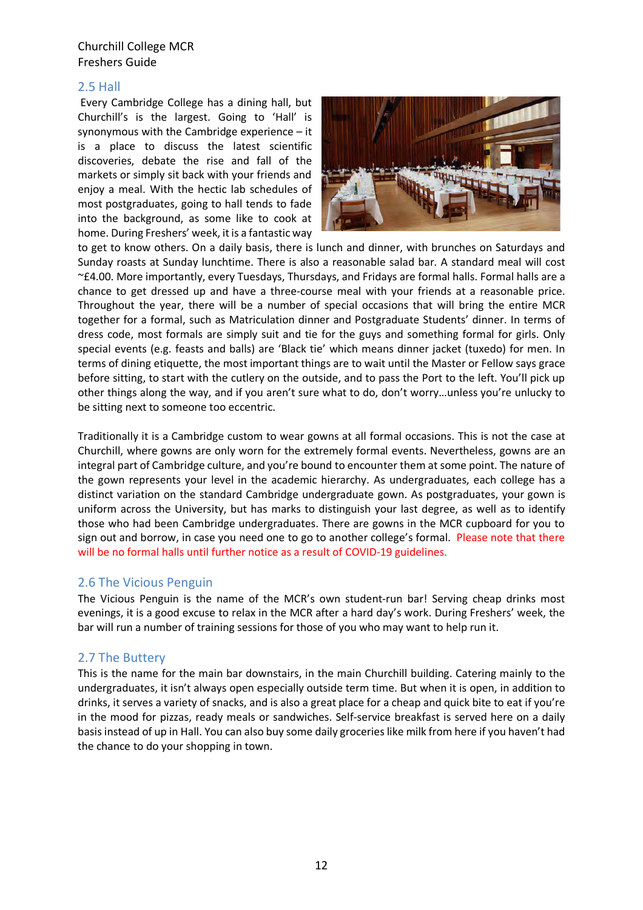## 2.5 Hall

Every Cambridge College has a dining hall, but Churchill's is the largest. Going to 'Hall' is synonymous with the Cambridge experience – it is a place to discuss the latest scientific discoveries, debate the rise and fall of the markets or simply sit back with your friends and enjoy a meal. With the hectic lab schedules of most postgraduates, going to hall tends to fade into the background, as some like to cook at home. During Freshers' week, it is a fantastic way to get to know others. On a daily basis, there is lunch and dinner, with brunches on Saturdays and Sunday roasts at Sunday lunchtime. There is also a reasonable salad bar. A standard meal will cost ~£4.00. More importantly, every Tuesdays, Thursdays, and Fridays are formal halls. Formal halls are a chance to get dressed up and have a three-course meal with your friends at a reasonable price. Throughout the year, there will be a number of special occasions that will bring the entire MCR together for a formal, such as Matriculation dinner and Postgraduate Students' dinner. In terms of dress code, most formals are simply suit and tie for the guys and something formal for girls. Only special events (e.g. feasts and balls) are 'Black tie' which means dinner jacket (tuxedo) for men. In terms of dining etiquette, the most important things are to wait until the Master or Fellow says grace before sitting, to start with the cutlery on the outside, and to pass the Port to the left. You'll pick up other things along the way, and if you aren't sure what to do, don't worry…unless you're unlucky to be sitting next to someone too eccentric.

Traditionally it is a Cambridge custom to wear gowns at all formal occasions. This is not the case at Churchill, where gowns are only worn for the extremely formal events. Nevertheless, gowns are an integral part of Cambridge culture, and you're bound to encounter them at some point. The nature of the gown represents your level in the academic hierarchy. As undergraduates, each college has a distinct variation on the standard Cambridge undergraduate gown. As postgraduates, your gown is uniform across the University, but has marks to distinguish your last degree, as well as to identify those who had been Cambridge undergraduates. There are gowns in the MCR cupboard for you to sign out and borrow, in case you need one to go to another college's formal. Please note that there will be no formal halls until further notice as a result of COVID-19 guidelines.

## 2.6 The Vicious Penguin

The Vicious Penguin is the name of the MCR's own student-run bar! Serving cheap drinks most evenings, it is a good excuse to relax in the MCR after a hard day's work. During Freshers' week, the bar will run a number of training sessions for those of you who may want to help run it.

## 2.7 The Buttery

This is the name for the main bar downstairs, in the main Churchill building. Catering mainly to the undergraduates, it isn't always open especially outside term time. But when it is open, in addition to drinks, it serves a variety of snacks, and is also a great place for a cheap and quick bite to eat if you're in the mood for pizzas, ready meals or sandwiches. Self-service breakfast is served here on a daily basis instead of up in Hall. You can also buy some daily groceries like milk from here if you haven't had the chance to do your shopping in town.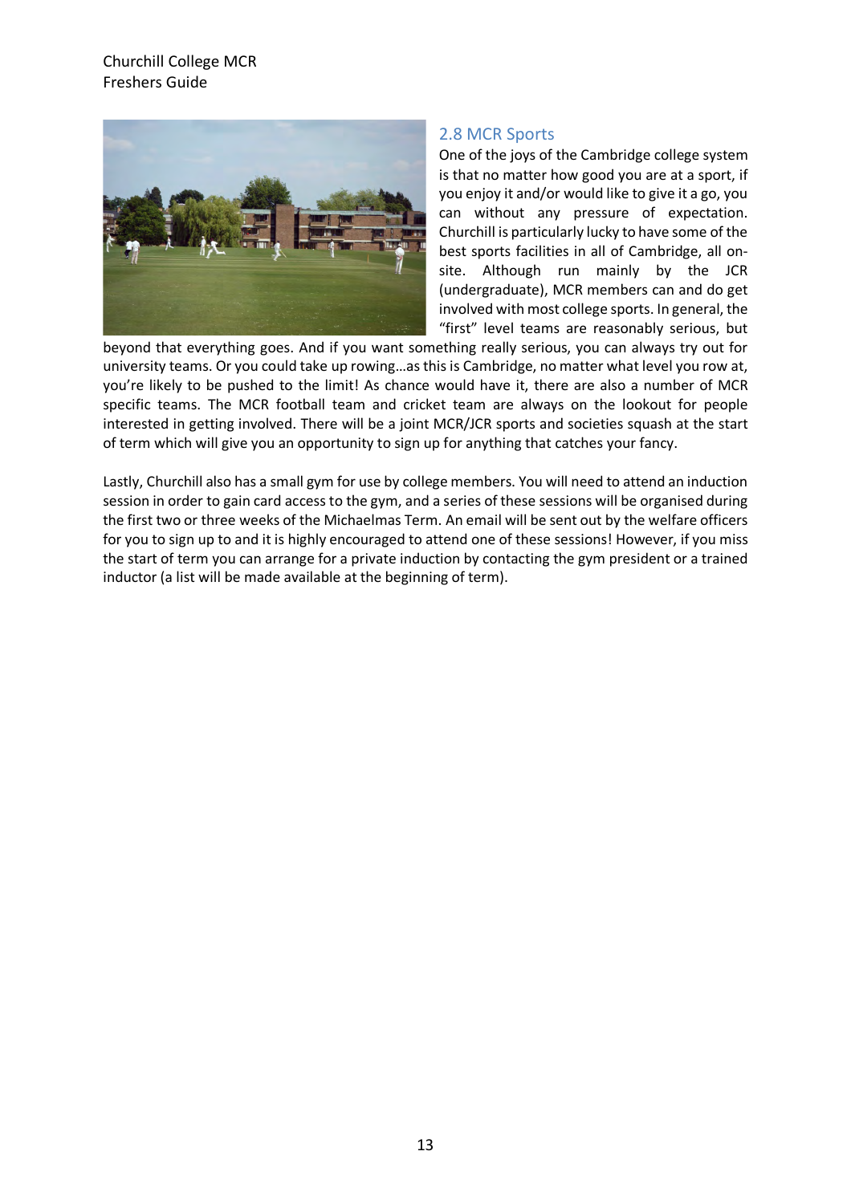## 2.8 MCR Sports

One of the joys of the Cambridge college system is that no matter how good you are at a sport, if you enjoy it and/or would like to give it a go, you can without any pressure of expectation. Churchill is particularly lucky to have some of the best sports facilities in all of Cambridge, all on-site. Although run mainly by the JCR (undergraduate), MCR members can and do get involved with most college sports. In general, the "first" level teams are reasonably serious, but beyond that everything goes. And if you want something really serious, you can always try out for university teams. Or you could take up rowing…as this is Cambridge, no matter what level you row at, you're likely to be pushed to the limit! As chance would have it, there are also a number of MCR specific teams. The MCR football team and cricket team are always on the lookout for people interested in getting involved. There will be a joint MCR/JCR sports and societies squash at the start of term which will give you an opportunity to sign up for anything that catches your fancy.

Lastly, Churchill also has a small gym for use by college members. You will need to attend an induction session in order to gain card access to the gym, and a series of these sessions will be organised during the first two or three weeks of the Michaelmas Term. An email will be sent out by the welfare officers for you to sign up to and it is highly encouraged to attend one of these sessions! However, if you miss the start of term you can arrange for a private induction by contacting the gym president or a trained inductor (a list will be made available at the beginning of term).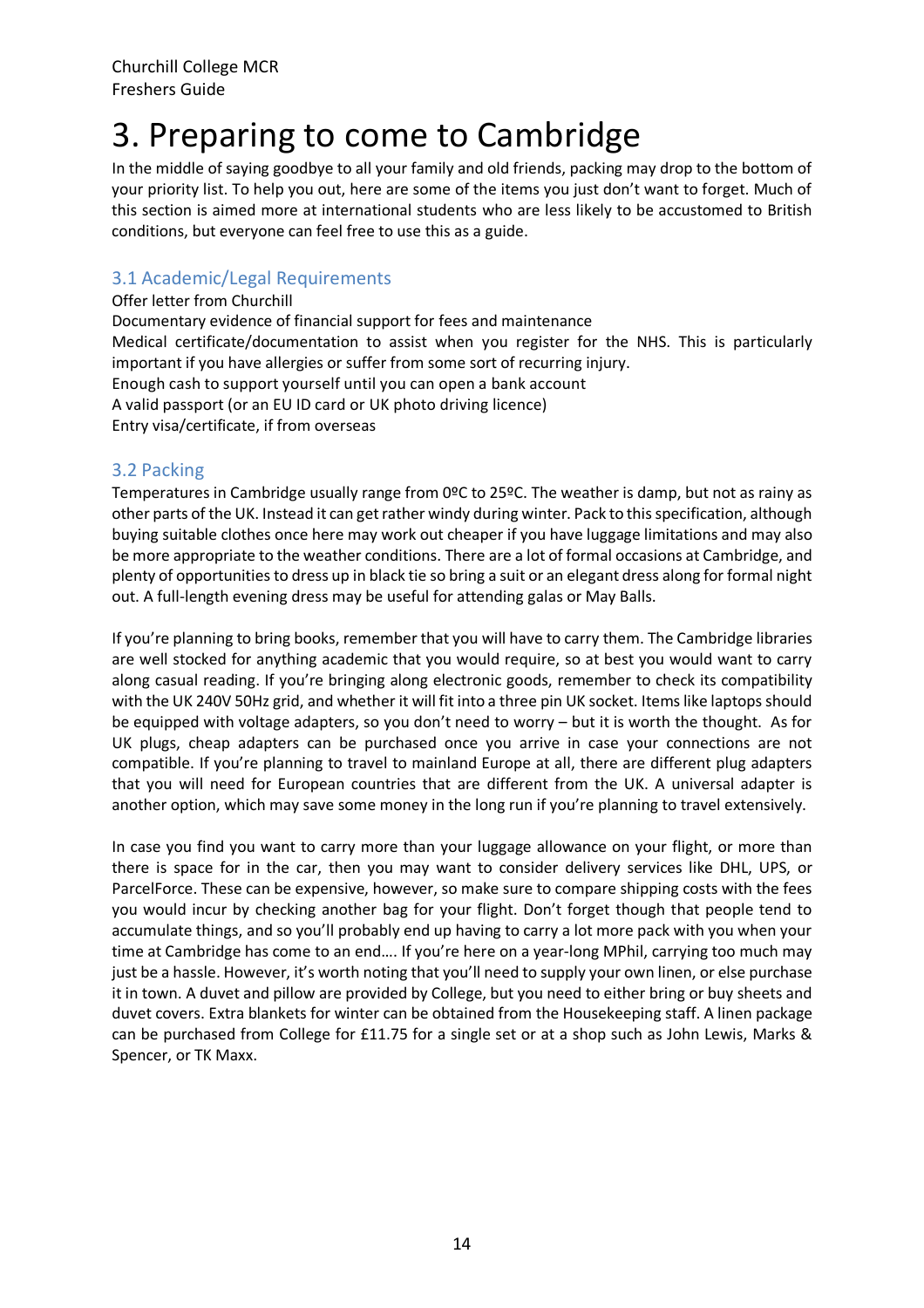# 3. Preparing to come to Cambridge

In the middle of saying goodbye to all your family and old friends, packing may drop to the bottom of your priority list. To help you out, here are some of the items you just don't want to forget. Much of this section is aimed more at international students who are less likely to be accustomed to British conditions, but everyone can feel free to use this as a guide.

## 3.1 Academic/Legal Requirements

Offer letter from Churchill
Documentary evidence of financial support for fees and maintenance
Medical certificate/documentation to assist when you register for the NHS. This is particularly important if you have allergies or suffer from some sort of recurring injury.
Enough cash to support yourself until you can open a bank account
A valid passport (or an EU ID card or UK photo driving licence)
Entry visa/certificate, if from overseas

## 3.2 Packing

Temperatures in Cambridge usually range from 0ºC to 25ºC. The weather is damp, but not as rainy as other parts of the UK. Instead it can get rather windy during winter. Pack to this specification, although buying suitable clothes once here may work out cheaper if you have luggage limitations and may also be more appropriate to the weather conditions. There are a lot of formal occasions at Cambridge, and plenty of opportunities to dress up in black tie so bring a suit or an elegant dress along for formal night out. A full-length evening dress may be useful for attending galas or May Balls.

If you're planning to bring books, remember that you will have to carry them. The Cambridge libraries are well stocked for anything academic that you would require, so at best you would want to carry along casual reading. If you're bringing along electronic goods, remember to check its compatibility with the UK 240V 50Hz grid, and whether it will fit into a three pin UK socket. Items like laptops should be equipped with voltage adapters, so you don't need to worry – but it is worth the thought. As for UK plugs, cheap adapters can be purchased once you arrive in case your connections are not compatible. If you're planning to travel to mainland Europe at all, there are different plug adapters that you will need for European countries that are different from the UK. A universal adapter is another option, which may save some money in the long run if you're planning to travel extensively.

In case you find you want to carry more than your luggage allowance on your flight, or more than there is space for in the car, then you may want to consider delivery services like DHL, UPS, or ParcelForce. These can be expensive, however, so make sure to compare shipping costs with the fees you would incur by checking another bag for your flight. Don't forget though that people tend to accumulate things, and so you'll probably end up having to carry a lot more pack with you when your time at Cambridge has come to an end…. If you're here on a year-long MPhil, carrying too much may just be a hassle. However, it's worth noting that you'll need to supply your own linen, or else purchase it in town. A duvet and pillow are provided by College, but you need to either bring or buy sheets and duvet covers. Extra blankets for winter can be obtained from the Housekeeping staff. A linen package can be purchased from College for £11.75 for a single set or at a shop such as John Lewis, Marks & Spencer, or TK Maxx.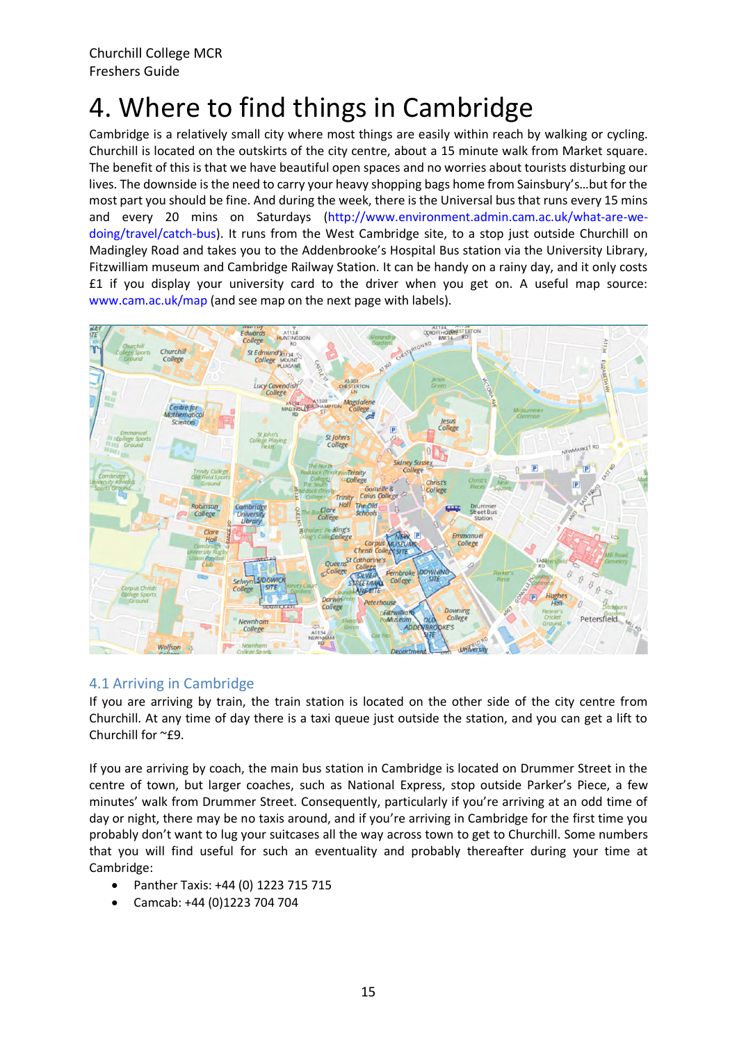# 4. Where to find things in Cambridge

Cambridge is a relatively small city where most things are easily within reach by walking or cycling. Churchill is located on the outskirts of the city centre, about a 15 minute walk from Market square. The benefit of this is that we have beautiful open spaces and no worries about tourists disturbing our lives. The downside is the need to carry your heavy shopping bags home from Sainsbury's…but for the most part you should be fine. And during the week, there is the Universal bus that runs every 15 mins and every 20 mins on Saturdays (http://www.environment.admin.cam.ac.uk/what-are-we-doing/travel/catch-bus). It runs from the West Cambridge site, to a stop just outside Churchill on Madingley Road and takes you to the Addenbrooke's Hospital Bus station via the University Library, Fitzwilliam museum and Cambridge Railway Station. It can be handy on a rainy day, and it only costs £1 if you display your university card to the driver when you get on. A useful map source: www.cam.ac.uk/map (and see map on the next page with labels).

## 4.1 Arriving in Cambridge

If you are arriving by train, the train station is located on the other side of the city centre from Churchill. At any time of day there is a taxi queue just outside the station, and you can get a lift to Churchill for ~£9.

If you are arriving by coach, the main bus station in Cambridge is located on Drummer Street in the centre of town, but larger coaches, such as National Express, stop outside Parker's Piece, a few minutes' walk from Drummer Street. Consequently, particularly if you're arriving at an odd time of day or night, there may be no taxis around, and if you're arriving in Cambridge for the first time you probably don't want to lug your suitcases all the way across town to get to Churchill. Some numbers that you will find useful for such an eventuality and probably thereafter during your time at Cambridge:

- Panther Taxis: +44 (0) 1223 715 715
- Camcab: +44 (0)1223 704 704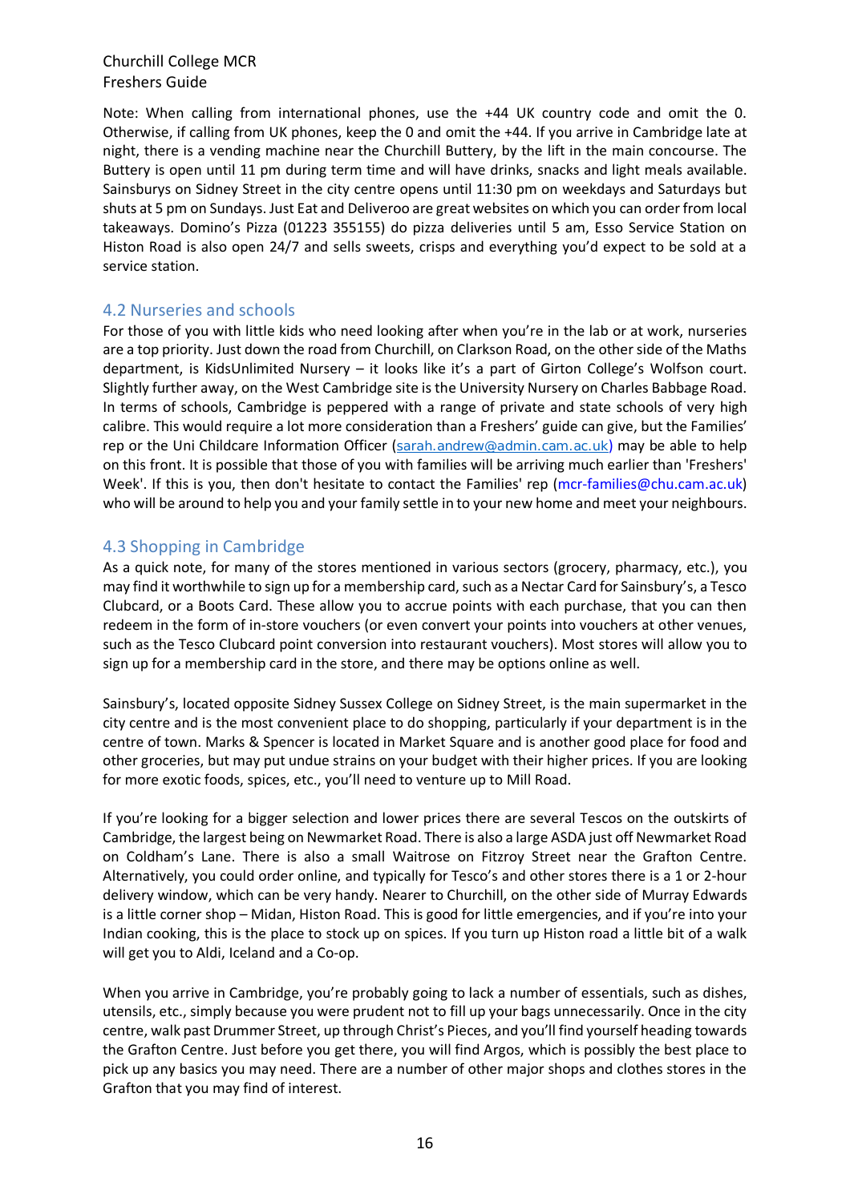Note: When calling from international phones, use the +44 UK country code and omit the 0. Otherwise, if calling from UK phones, keep the 0 and omit the +44. If you arrive in Cambridge late at night, there is a vending machine near the Churchill Buttery, by the lift in the main concourse. The Buttery is open until 11 pm during term time and will have drinks, snacks and light meals available. Sainsburys on Sidney Street in the city centre opens until 11:30 pm on weekdays and Saturdays but shuts at 5 pm on Sundays. Just Eat and Deliveroo are great websites on which you can order from local takeaways. Domino's Pizza (01223 355155) do pizza deliveries until 5 am, Esso Service Station on Histon Road is also open 24/7 and sells sweets, crisps and everything you'd expect to be sold at a service station.

## 4.2 Nurseries and schools

For those of you with little kids who need looking after when you're in the lab or at work, nurseries are a top priority. Just down the road from Churchill, on Clarkson Road, on the other side of the Maths department, is KidsUnlimited Nursery – it looks like it's a part of Girton College's Wolfson court. Slightly further away, on the West Cambridge site is the University Nursery on Charles Babbage Road. In terms of schools, Cambridge is peppered with a range of private and state schools of very high calibre. This would require a lot more consideration than a Freshers' guide can give, but the Families' rep or the Uni Childcare Information Officer (sarah.andrew@admin.cam.ac.uk) may be able to help on this front. It is possible that those of you with families will be arriving much earlier than 'Freshers' Week'. If this is you, then don't hesitate to contact the Families' rep (mcr-families@chu.cam.ac.uk) who will be around to help you and your family settle in to your new home and meet your neighbours.

## 4.3 Shopping in Cambridge

As a quick note, for many of the stores mentioned in various sectors (grocery, pharmacy, etc.), you may find it worthwhile to sign up for a membership card, such as a Nectar Card for Sainsbury's, a Tesco Clubcard, or a Boots Card. These allow you to accrue points with each purchase, that you can then redeem in the form of in-store vouchers (or even convert your points into vouchers at other venues, such as the Tesco Clubcard point conversion into restaurant vouchers). Most stores will allow you to sign up for a membership card in the store, and there may be options online as well.

Sainsbury's, located opposite Sidney Sussex College on Sidney Street, is the main supermarket in the city centre and is the most convenient place to do shopping, particularly if your department is in the centre of town. Marks & Spencer is located in Market Square and is another good place for food and other groceries, but may put undue strains on your budget with their higher prices. If you are looking for more exotic foods, spices, etc., you'll need to venture up to Mill Road.

If you're looking for a bigger selection and lower prices there are several Tescos on the outskirts of Cambridge, the largest being on Newmarket Road. There is also a large ASDA just off Newmarket Road on Coldham's Lane. There is also a small Waitrose on Fitzroy Street near the Grafton Centre. Alternatively, you could order online, and typically for Tesco's and other stores there is a 1 or 2-hour delivery window, which can be very handy. Nearer to Churchill, on the other side of Murray Edwards is a little corner shop – Midan, Histon Road. This is good for little emergencies, and if you're into your Indian cooking, this is the place to stock up on spices. If you turn up Histon road a little bit of a walk will get you to Aldi, Iceland and a Co-op.

When you arrive in Cambridge, you're probably going to lack a number of essentials, such as dishes, utensils, etc., simply because you were prudent not to fill up your bags unnecessarily. Once in the city centre, walk past Drummer Street, up through Christ's Pieces, and you'll find yourself heading towards the Grafton Centre. Just before you get there, you will find Argos, which is possibly the best place to pick up any basics you may need. There are a number of other major shops and clothes stores in the Grafton that you may find of interest.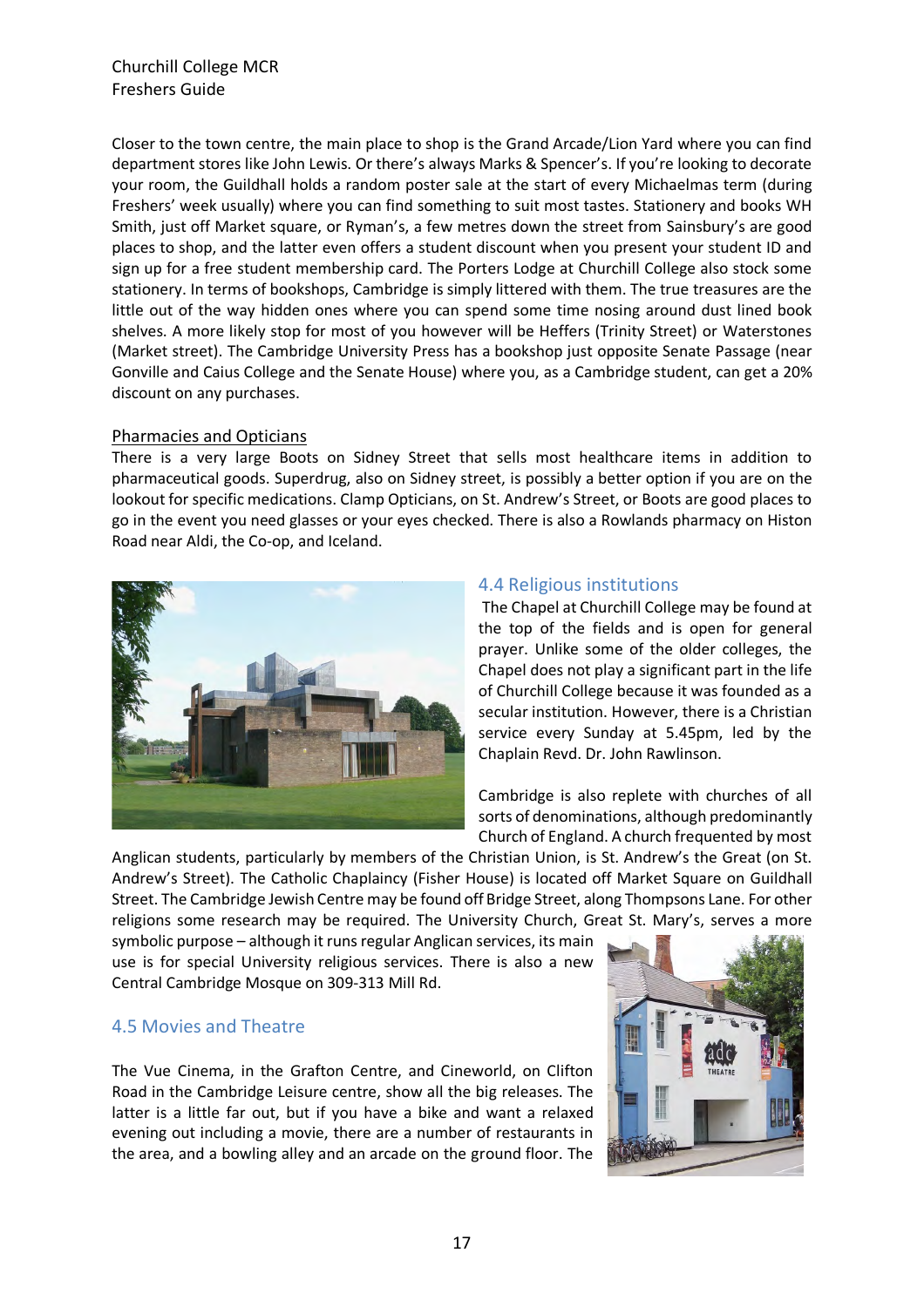Closer to the town centre, the main place to shop is the Grand Arcade/Lion Yard where you can find department stores like John Lewis. Or there's always Marks & Spencer's. If you're looking to decorate your room, the Guildhall holds a random poster sale at the start of every Michaelmas term (during Freshers' week usually) where you can find something to suit most tastes. Stationery and books WH Smith, just off Market square, or Ryman's, a few metres down the street from Sainsbury's are good places to shop, and the latter even offers a student discount when you present your student ID and sign up for a free student membership card. The Porters Lodge at Churchill College also stock some stationery. In terms of bookshops, Cambridge is simply littered with them. The true treasures are the little out of the way hidden ones where you can spend some time nosing around dust lined book shelves. A more likely stop for most of you however will be Heffers (Trinity Street) or Waterstones (Market street). The Cambridge University Press has a bookshop just opposite Senate Passage (near Gonville and Caius College and the Senate House) where you, as a Cambridge student, can get a 20% discount on any purchases.

Pharmacies and Opticians

There is a very large Boots on Sidney Street that sells most healthcare items in addition to pharmaceutical goods. Superdrug, also on Sidney street, is possibly a better option if you are on the lookout for specific medications. Clamp Opticians, on St. Andrew's Street, or Boots are good places to go in the event you need glasses or your eyes checked. There is also a Rowlands pharmacy on Histon Road near Aldi, the Co-op, and Iceland.

## 4.4 Religious institutions

The Chapel at Churchill College may be found at the top of the fields and is open for general prayer. Unlike some of the older colleges, the Chapel does not play a significant part in the life of Churchill College because it was founded as a secular institution. However, there is a Christian service every Sunday at 5.45pm, led by the Chaplain Revd. Dr. John Rawlinson.

Cambridge is also replete with churches of all sorts of denominations, although predominantly Church of England. A church frequented by most Anglican students, particularly by members of the Christian Union, is St. Andrew's the Great (on St. Andrew's Street). The Catholic Chaplaincy (Fisher House) is located off Market Square on Guildhall Street. The Cambridge Jewish Centre may be found off Bridge Street, along Thompsons Lane. For other religions some research may be required. The University Church, Great St. Mary's, serves a more symbolic purpose – although it runs regular Anglican services, its main use is for special University religious services. There is also a new Central Cambridge Mosque on 309-313 Mill Rd.

## 4.5 Movies and Theatre

The Vue Cinema, in the Grafton Centre, and Cineworld, on Clifton Road in the Cambridge Leisure centre, show all the big releases. The latter is a little far out, but if you have a bike and want a relaxed evening out including a movie, there are a number of restaurants in the area, and a bowling alley and an arcade on the ground floor. The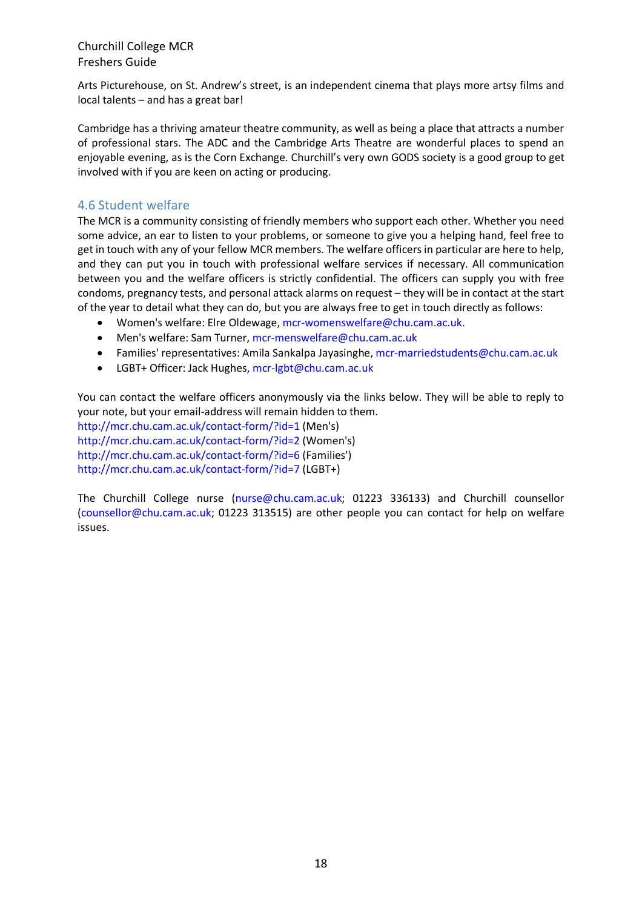Arts Picturehouse, on St. Andrew's street, is an independent cinema that plays more artsy films and local talents – and has a great bar!

Cambridge has a thriving amateur theatre community, as well as being a place that attracts a number of professional stars. The ADC and the Cambridge Arts Theatre are wonderful places to spend an enjoyable evening, as is the Corn Exchange. Churchill's very own GODS society is a good group to get involved with if you are keen on acting or producing.

## 4.6 Student welfare

The MCR is a community consisting of friendly members who support each other. Whether you need some advice, an ear to listen to your problems, or someone to give you a helping hand, feel free to get in touch with any of your fellow MCR members. The welfare officers in particular are here to help, and they can put you in touch with professional welfare services if necessary. All communication between you and the welfare officers is strictly confidential. The officers can supply you with free condoms, pregnancy tests, and personal attack alarms on request – they will be in contact at the start of the year to detail what they can do, but you are always free to get in touch directly as follows:

- Women's welfare: Elre Oldewage, mcr-womenswelfare@chu.cam.ac.uk.
- Men's welfare: Sam Turner, mcr-menswelfare@chu.cam.ac.uk
- Families' representatives: Amila Sankalpa Jayasinghe, mcr-marriedstudents@chu.cam.ac.uk
- LGBT+ Officer: Jack Hughes, mcr-lgbt@chu.cam.ac.uk

You can contact the welfare officers anonymously via the links below. They will be able to reply to your note, but your email-address will remain hidden to them.
http://mcr.chu.cam.ac.uk/contact-form/?id=1 (Men's)
http://mcr.chu.cam.ac.uk/contact-form/?id=2 (Women's)
http://mcr.chu.cam.ac.uk/contact-form/?id=6 (Families')
http://mcr.chu.cam.ac.uk/contact-form/?id=7 (LGBT+)

The Churchill College nurse (nurse@chu.cam.ac.uk; 01223 336133) and Churchill counsellor (counsellor@chu.cam.ac.uk; 01223 313515) are other people you can contact for help on welfare issues.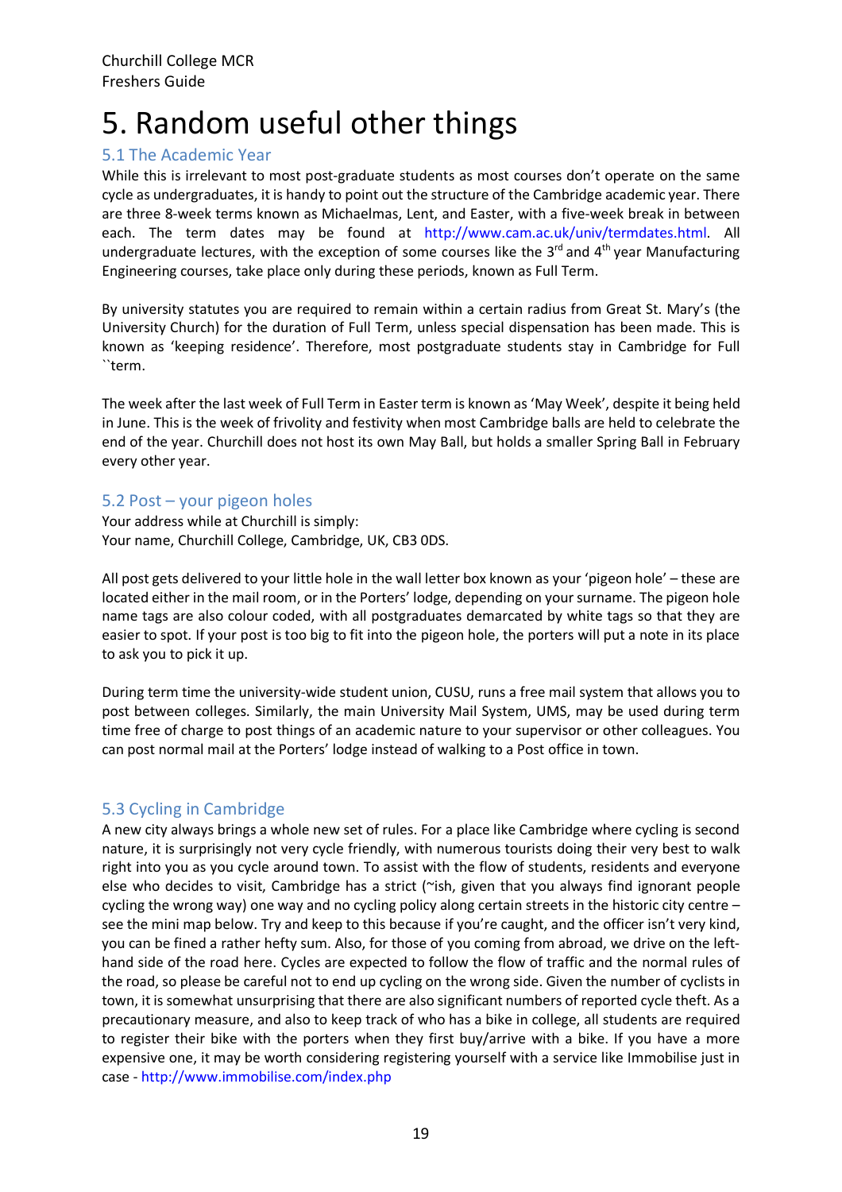# 5. Random useful other things

## 5.1 The Academic Year

While this is irrelevant to most post-graduate students as most courses don't operate on the same cycle as undergraduates, it is handy to point out the structure of the Cambridge academic year. There are three 8-week terms known as Michaelmas, Lent, and Easter, with a five-week break in between each. The term dates may be found at http://www.cam.ac.uk/univ/termdates.html. All undergraduate lectures, with the exception of some courses like the 3rd and 4th year Manufacturing Engineering courses, take place only during these periods, known as Full Term.

By university statutes you are required to remain within a certain radius from Great St. Mary's (the University Church) for the duration of Full Term, unless special dispensation has been made. This is known as 'keeping residence'. Therefore, most postgraduate students stay in Cambridge for Full ``term.

The week after the last week of Full Term in Easter term is known as 'May Week', despite it being held in June. This is the week of frivolity and festivity when most Cambridge balls are held to celebrate the end of the year. Churchill does not host its own May Ball, but holds a smaller Spring Ball in February every other year.

## 5.2 Post – your pigeon holes

Your address while at Churchill is simply:
Your name, Churchill College, Cambridge, UK, CB3 0DS.

All post gets delivered to your little hole in the wall letter box known as your 'pigeon hole' – these are located either in the mail room, or in the Porters' lodge, depending on your surname. The pigeon hole name tags are also colour coded, with all postgraduates demarcated by white tags so that they are easier to spot. If your post is too big to fit into the pigeon hole, the porters will put a note in its place to ask you to pick it up.

During term time the university-wide student union, CUSU, runs a free mail system that allows you to post between colleges. Similarly, the main University Mail System, UMS, may be used during term time free of charge to post things of an academic nature to your supervisor or other colleagues. You can post normal mail at the Porters' lodge instead of walking to a Post office in town.

## 5.3 Cycling in Cambridge

A new city always brings a whole new set of rules. For a place like Cambridge where cycling is second nature, it is surprisingly not very cycle friendly, with numerous tourists doing their very best to walk right into you as you cycle around town. To assist with the flow of students, residents and everyone else who decides to visit, Cambridge has a strict (~ish, given that you always find ignorant people cycling the wrong way) one way and no cycling policy along certain streets in the historic city centre – see the mini map below. Try and keep to this because if you're caught, and the officer isn't very kind, you can be fined a rather hefty sum. Also, for those of you coming from abroad, we drive on the left-hand side of the road here. Cycles are expected to follow the flow of traffic and the normal rules of the road, so please be careful not to end up cycling on the wrong side. Given the number of cyclists in town, it is somewhat unsurprising that there are also significant numbers of reported cycle theft. As a precautionary measure, and also to keep track of who has a bike in college, all students are required to register their bike with the porters when they first buy/arrive with a bike. If you have a more expensive one, it may be worth considering registering yourself with a service like Immobilise just in case - http://www.immobilise.com/index.php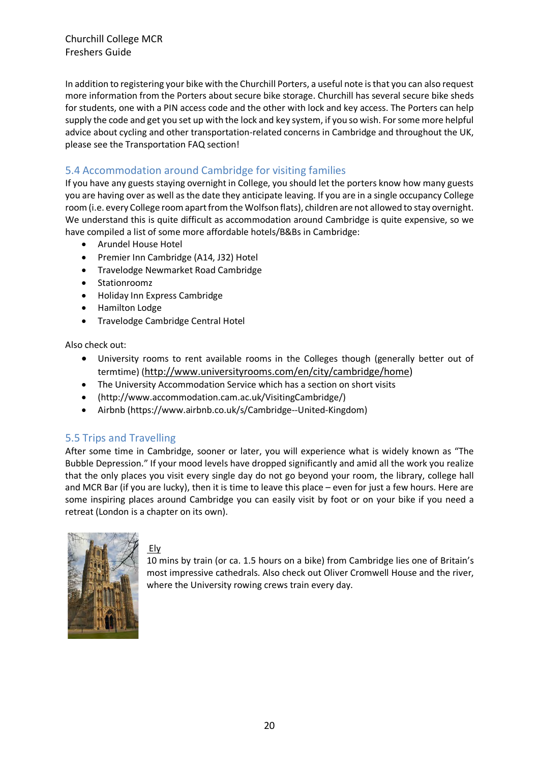In addition to registering your bike with the Churchill Porters, a useful note is that you can also request more information from the Porters about secure bike storage. Churchill has several secure bike sheds for students, one with a PIN access code and the other with lock and key access. The Porters can help supply the code and get you set up with the lock and key system, if you so wish. For some more helpful advice about cycling and other transportation-related concerns in Cambridge and throughout the UK, please see the Transportation FAQ section!

## 5.4 Accommodation around Cambridge for visiting families

If you have any guests staying overnight in College, you should let the porters know how many guests you are having over as well as the date they anticipate leaving. If you are in a single occupancy College room (i.e. every College room apart from the Wolfson flats), children are not allowed to stay overnight. We understand this is quite difficult as accommodation around Cambridge is quite expensive, so we have compiled a list of some more affordable hotels/B&Bs in Cambridge:

- Arundel House Hotel
- Premier Inn Cambridge (A14, J32) Hotel
- Travelodge Newmarket Road Cambridge
- Stationroomz
- Holiday Inn Express Cambridge
- Hamilton Lodge
- Travelodge Cambridge Central Hotel

Also check out:

- University rooms to rent available rooms in the Colleges though (generally better out of termtime) (http://www.universityrooms.com/en/city/cambridge/home)
- The University Accommodation Service which has a section on short visits
- (http://www.accommodation.cam.ac.uk/VisitingCambridge/)
- Airbnb (https://www.airbnb.co.uk/s/Cambridge--United-Kingdom)

## 5.5 Trips and Travelling

After some time in Cambridge, sooner or later, you will experience what is widely known as "The Bubble Depression." If your mood levels have dropped significantly and amid all the work you realize that the only places you visit every single day do not go beyond your room, the library, college hall and MCR Bar (if you are lucky), then it is time to leave this place – even for just a few hours. Here are some inspiring places around Cambridge you can easily visit by foot or on your bike if you need a retreat (London is a chapter on its own).

Ely

10 mins by train (or ca. 1.5 hours on a bike) from Cambridge lies one of Britain's most impressive cathedrals. Also check out Oliver Cromwell House and the river, where the University rowing crews train every day.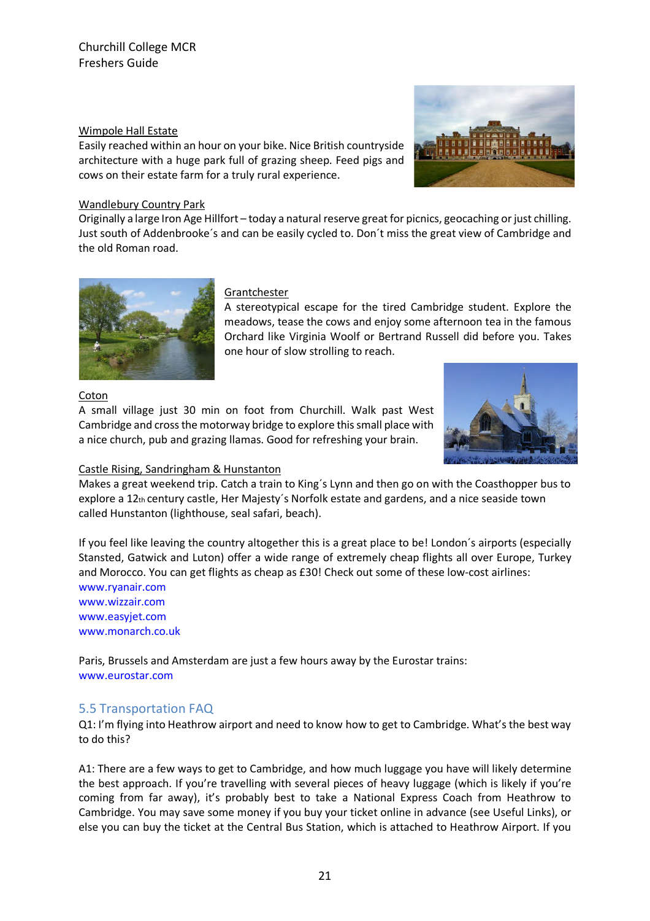Wimpole Hall Estate

Easily reached within an hour on your bike. Nice British countryside architecture with a huge park full of grazing sheep. Feed pigs and cows on their estate farm for a truly rural experience.

Wandlebury Country Park

Originally a large Iron Age Hillfort – today a natural reserve great for picnics, geocaching or just chilling. Just south of Addenbrooke´s and can be easily cycled to. Don´t miss the great view of Cambridge and the old Roman road.

Grantchester

A stereotypical escape for the tired Cambridge student. Explore the meadows, tease the cows and enjoy some afternoon tea in the famous Orchard like Virginia Woolf or Bertrand Russell did before you. Takes one hour of slow strolling to reach.

Coton

A small village just 30 min on foot from Churchill. Walk past West Cambridge and cross the motorway bridge to explore this small place with a nice church, pub and grazing llamas. Good for refreshing your brain.

Castle Rising, Sandringham & Hunstanton

Makes a great weekend trip. Catch a train to King´s Lynn and then go on with the Coasthopper bus to explore a 12th century castle, Her Majesty´s Norfolk estate and gardens, and a nice seaside town called Hunstanton (lighthouse, seal safari, beach).

If you feel like leaving the country altogether this is a great place to be! London´s airports (especially Stansted, Gatwick and Luton) offer a wide range of extremely cheap flights all over Europe, Turkey and Morocco. You can get flights as cheap as £30! Check out some of these low-cost airlines:

www.ryanair.com
www.wizzair.com
www.easyjet.com
www.monarch.co.uk

Paris, Brussels and Amsterdam are just a few hours away by the Eurostar trains:
www.eurostar.com

## 5.5 Transportation FAQ

Q1: I'm flying into Heathrow airport and need to know how to get to Cambridge. What's the best way to do this?

A1: There are a few ways to get to Cambridge, and how much luggage you have will likely determine the best approach. If you're travelling with several pieces of heavy luggage (which is likely if you're coming from far away), it's probably best to take a National Express Coach from Heathrow to Cambridge. You may save some money if you buy your ticket online in advance (see Useful Links), or else you can buy the ticket at the Central Bus Station, which is attached to Heathrow Airport. If you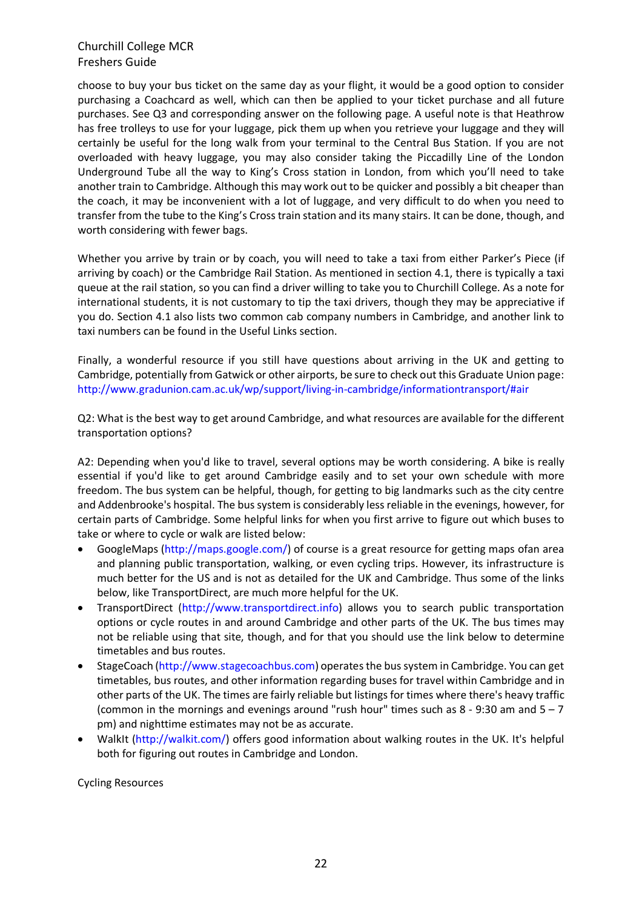choose to buy your bus ticket on the same day as your flight, it would be a good option to consider purchasing a Coachcard as well, which can then be applied to your ticket purchase and all future purchases. See Q3 and corresponding answer on the following page. A useful note is that Heathrow has free trolleys to use for your luggage, pick them up when you retrieve your luggage and they will certainly be useful for the long walk from your terminal to the Central Bus Station. If you are not overloaded with heavy luggage, you may also consider taking the Piccadilly Line of the London Underground Tube all the way to King's Cross station in London, from which you'll need to take another train to Cambridge. Although this may work out to be quicker and possibly a bit cheaper than the coach, it may be inconvenient with a lot of luggage, and very difficult to do when you need to transfer from the tube to the King's Cross train station and its many stairs. It can be done, though, and worth considering with fewer bags.

Whether you arrive by train or by coach, you will need to take a taxi from either Parker's Piece (if arriving by coach) or the Cambridge Rail Station. As mentioned in section 4.1, there is typically a taxi queue at the rail station, so you can find a driver willing to take you to Churchill College. As a note for international students, it is not customary to tip the taxi drivers, though they may be appreciative if you do. Section 4.1 also lists two common cab company numbers in Cambridge, and another link to taxi numbers can be found in the Useful Links section.

Finally, a wonderful resource if you still have questions about arriving in the UK and getting to Cambridge, potentially from Gatwick or other airports, be sure to check out this Graduate Union page: http://www.gradunion.cam.ac.uk/wp/support/living-in-cambridge/informationtransport/#air

Q2: What is the best way to get around Cambridge, and what resources are available for the different transportation options?

A2: Depending when you'd like to travel, several options may be worth considering. A bike is really essential if you'd like to get around Cambridge easily and to set your own schedule with more freedom. The bus system can be helpful, though, for getting to big landmarks such as the city centre and Addenbrooke's hospital. The bus system is considerably less reliable in the evenings, however, for certain parts of Cambridge. Some helpful links for when you first arrive to figure out which buses to take or where to cycle or walk are listed below:

- GoogleMaps (http://maps.google.com/) of course is a great resource for getting maps ofan area and planning public transportation, walking, or even cycling trips. However, its infrastructure is much better for the US and is not as detailed for the UK and Cambridge. Thus some of the links below, like TransportDirect, are much more helpful for the UK.
- TransportDirect (http://www.transportdirect.info) allows you to search public transportation options or cycle routes in and around Cambridge and other parts of the UK. The bus times may not be reliable using that site, though, and for that you should use the link below to determine timetables and bus routes.
- StageCoach (http://www.stagecoachbus.com) operates the bus system in Cambridge. You can get timetables, bus routes, and other information regarding buses for travel within Cambridge and in other parts of the UK. The times are fairly reliable but listings for times where there's heavy traffic (common in the mornings and evenings around "rush hour" times such as 8 - 9:30 am and 5 – 7 pm) and nighttime estimates may not be as accurate.
- WalkIt (http://walkit.com/) offers good information about walking routes in the UK. It's helpful both for figuring out routes in Cambridge and London.

Cycling Resources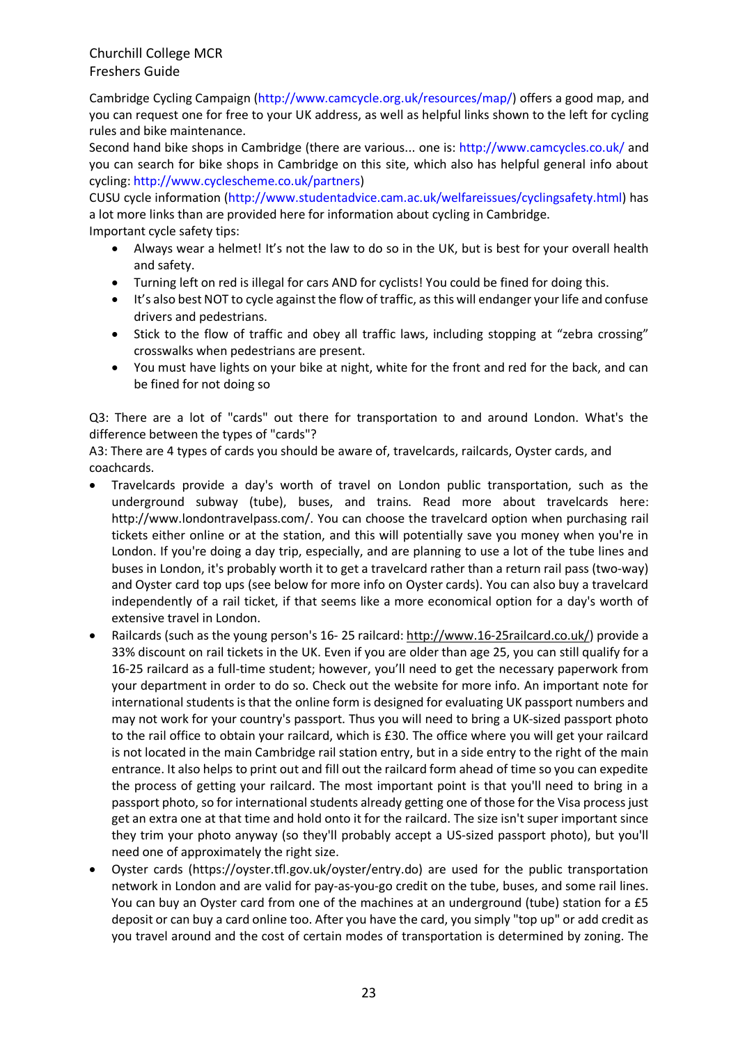Cambridge Cycling Campaign (http://www.camcycle.org.uk/resources/map/) offers a good map, and you can request one for free to your UK address, as well as helpful links shown to the left for cycling rules and bike maintenance.
Second hand bike shops in Cambridge (there are various... one is: http://www.camcycles.co.uk/ and you can search for bike shops in Cambridge on this site, which also has helpful general info about cycling: http://www.cyclescheme.co.uk/partners)
CUSU cycle information (http://www.studentadvice.cam.ac.uk/welfareissues/cyclingsafety.html) has a lot more links than are provided here for information about cycling in Cambridge.
Important cycle safety tips:

- Always wear a helmet! It's not the law to do so in the UK, but is best for your overall health and safety.
- Turning left on red is illegal for cars AND for cyclists! You could be fined for doing this.
- It's also best NOT to cycle against the flow of traffic, as this will endanger your life and confuse drivers and pedestrians.
- Stick to the flow of traffic and obey all traffic laws, including stopping at "zebra crossing" crosswalks when pedestrians are present.
- You must have lights on your bike at night, white for the front and red for the back, and can be fined for not doing so

Q3: There are a lot of "cards" out there for transportation to and around London. What's the difference between the types of "cards"?
A3: There are 4 types of cards you should be aware of, travelcards, railcards, Oyster cards, and coachcards.

- Travelcards provide a day's worth of travel on London public transportation, such as the underground subway (tube), buses, and trains. Read more about travelcards here: http://www.londontravelpass.com/. You can choose the travelcard option when purchasing rail tickets either online or at the station, and this will potentially save you money when you're in London. If you're doing a day trip, especially, and are planning to use a lot of the tube lines and buses in London, it's probably worth it to get a travelcard rather than a return rail pass (two-way) and Oyster card top ups (see below for more info on Oyster cards). You can also buy a travelcard independently of a rail ticket, if that seems like a more economical option for a day's worth of extensive travel in London.
- Railcards (such as the young person's 16- 25 railcard: http://www.16-25railcard.co.uk/) provide a 33% discount on rail tickets in the UK. Even if you are older than age 25, you can still qualify for a 16-25 railcard as a full-time student; however, you'll need to get the necessary paperwork from your department in order to do so. Check out the website for more info. An important note for international students is that the online form is designed for evaluating UK passport numbers and may not work for your country's passport. Thus you will need to bring a UK-sized passport photo to the rail office to obtain your railcard, which is £30. The office where you will get your railcard is not located in the main Cambridge rail station entry, but in a side entry to the right of the main entrance. It also helps to print out and fill out the railcard form ahead of time so you can expedite the process of getting your railcard. The most important point is that you'll need to bring in a passport photo, so for international students already getting one of those for the Visa process just get an extra one at that time and hold onto it for the railcard. The size isn't super important since they trim your photo anyway (so they'll probably accept a US-sized passport photo), but you'll need one of approximately the right size.
- Oyster cards (https://oyster.tfl.gov.uk/oyster/entry.do) are used for the public transportation network in London and are valid for pay-as-you-go credit on the tube, buses, and some rail lines. You can buy an Oyster card from one of the machines at an underground (tube) station for a £5 deposit or can buy a card online too. After you have the card, you simply "top up" or add credit as you travel around and the cost of certain modes of transportation is determined by zoning. The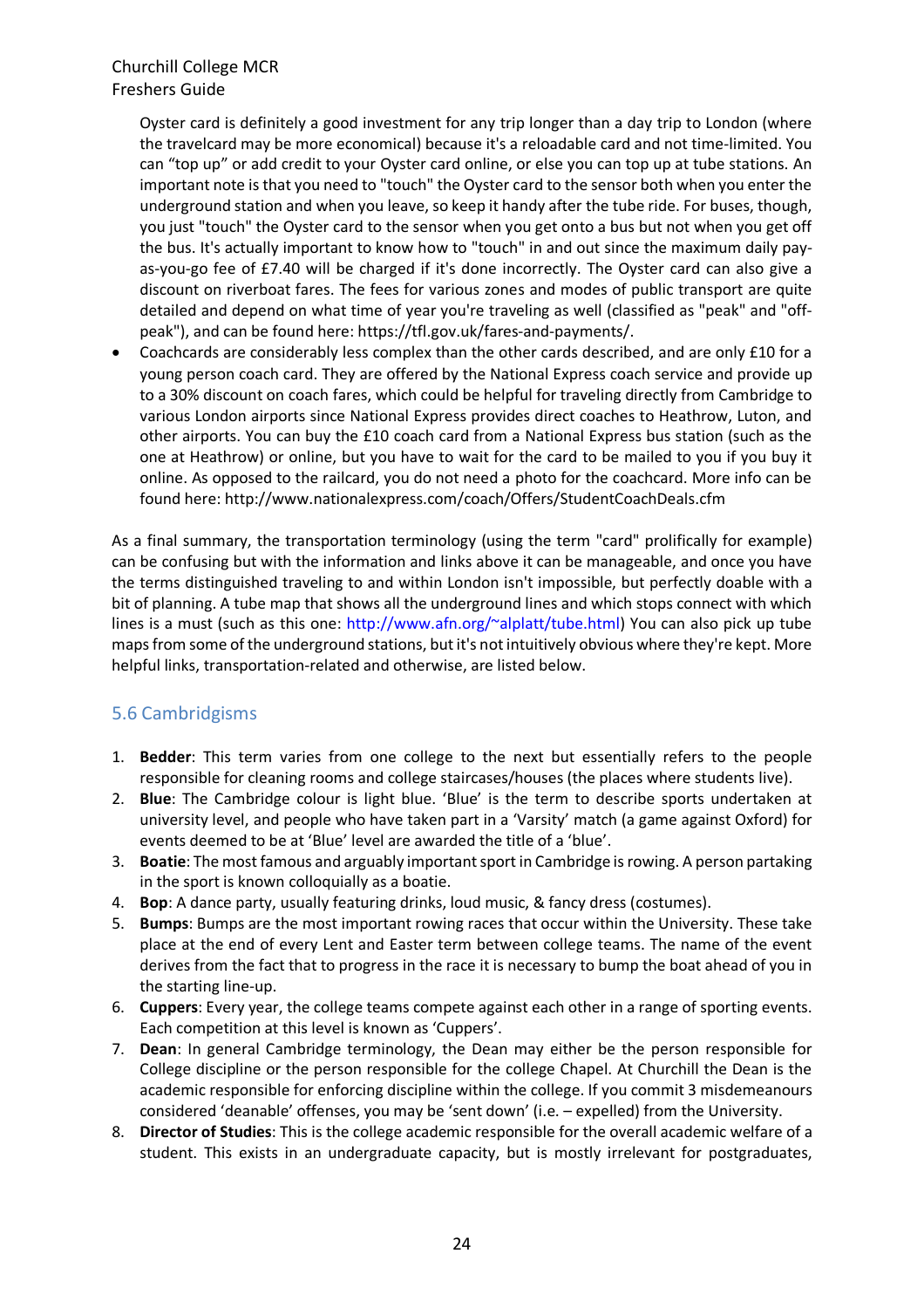Oyster card is definitely a good investment for any trip longer than a day trip to London (where the travelcard may be more economical) because it's a reloadable card and not time-limited. You can "top up" or add credit to your Oyster card online, or else you can top up at tube stations. An important note is that you need to "touch" the Oyster card to the sensor both when you enter the underground station and when you leave, so keep it handy after the tube ride. For buses, though, you just "touch" the Oyster card to the sensor when you get onto a bus but not when you get off the bus. It's actually important to know how to "touch" in and out since the maximum daily pay-as-you-go fee of £7.40 will be charged if it's done incorrectly. The Oyster card can also give a discount on riverboat fares. The fees for various zones and modes of public transport are quite detailed and depend on what time of year you're traveling as well (classified as "peak" and "off-peak"), and can be found here: https://tfl.gov.uk/fares-and-payments/.

- Coachcards are considerably less complex than the other cards described, and are only £10 for a young person coach card. They are offered by the National Express coach service and provide up to a 30% discount on coach fares, which could be helpful for traveling directly from Cambridge to various London airports since National Express provides direct coaches to Heathrow, Luton, and other airports. You can buy the £10 coach card from a National Express bus station (such as the one at Heathrow) or online, but you have to wait for the card to be mailed to you if you buy it online. As opposed to the railcard, you do not need a photo for the coachcard. More info can be found here: http://www.nationalexpress.com/coach/Offers/StudentCoachDeals.cfm

As a final summary, the transportation terminology (using the term "card" prolifically for example) can be confusing but with the information and links above it can be manageable, and once you have the terms distinguished traveling to and within London isn't impossible, but perfectly doable with a bit of planning. A tube map that shows all the underground lines and which stops connect with which lines is a must (such as this one: http://www.afn.org/~alplatt/tube.html) You can also pick up tube maps from some of the underground stations, but it's not intuitively obvious where they're kept. More helpful links, transportation-related and otherwise, are listed below.

## 5.6 Cambridgisms

1. **Bedder**: This term varies from one college to the next but essentially refers to the people responsible for cleaning rooms and college staircases/houses (the places where students live).
2. **Blue**: The Cambridge colour is light blue. 'Blue' is the term to describe sports undertaken at university level, and people who have taken part in a 'Varsity' match (a game against Oxford) for events deemed to be at 'Blue' level are awarded the title of a 'blue'.
3. **Boatie**: The most famous and arguably important sport in Cambridge is rowing. A person partaking in the sport is known colloquially as a boatie.
4. **Bop**: A dance party, usually featuring drinks, loud music, & fancy dress (costumes).
5. **Bumps**: Bumps are the most important rowing races that occur within the University. These take place at the end of every Lent and Easter term between college teams. The name of the event derives from the fact that to progress in the race it is necessary to bump the boat ahead of you in the starting line-up.
6. **Cuppers**: Every year, the college teams compete against each other in a range of sporting events. Each competition at this level is known as 'Cuppers'.
7. **Dean**: In general Cambridge terminology, the Dean may either be the person responsible for College discipline or the person responsible for the college Chapel. At Churchill the Dean is the academic responsible for enforcing discipline within the college. If you commit 3 misdemeanours considered 'deanable' offenses, you may be 'sent down' (i.e. – expelled) from the University.
8. **Director of Studies**: This is the college academic responsible for the overall academic welfare of a student. This exists in an undergraduate capacity, but is mostly irrelevant for postgraduates,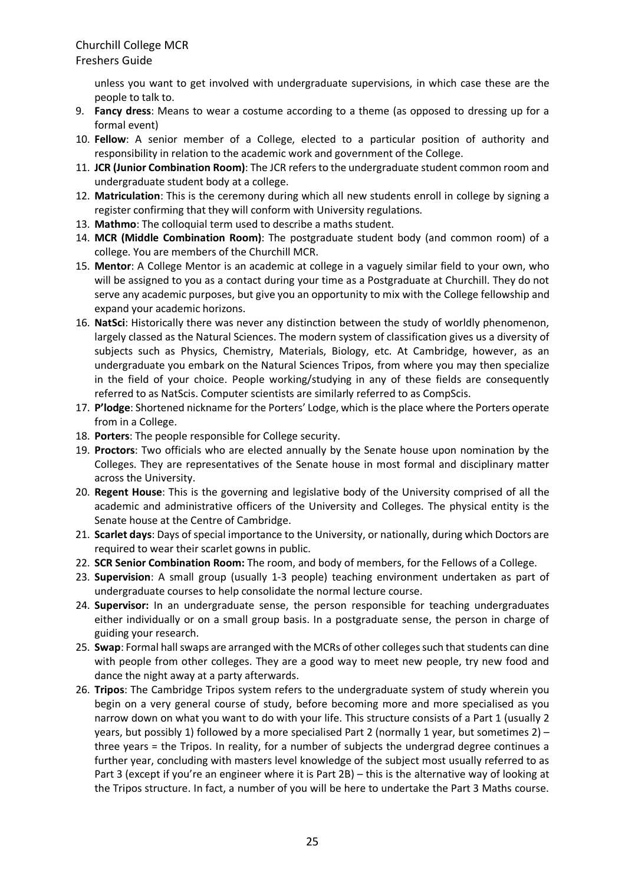unless you want to get involved with undergraduate supervisions, in which case these are the people to talk to.

9. **Fancy dress**: Means to wear a costume according to a theme (as opposed to dressing up for a formal event)
10. **Fellow**: A senior member of a College, elected to a particular position of authority and responsibility in relation to the academic work and government of the College.
11. **JCR (Junior Combination Room)**: The JCR refers to the undergraduate student common room and undergraduate student body at a college.
12. **Matriculation**: This is the ceremony during which all new students enroll in college by signing a register confirming that they will conform with University regulations.
13. **Mathmo**: The colloquial term used to describe a maths student.
14. **MCR (Middle Combination Room)**: The postgraduate student body (and common room) of a college. You are members of the Churchill MCR.
15. **Mentor**: A College Mentor is an academic at college in a vaguely similar field to your own, who will be assigned to you as a contact during your time as a Postgraduate at Churchill. They do not serve any academic purposes, but give you an opportunity to mix with the College fellowship and expand your academic horizons.
16. **NatSci**: Historically there was never any distinction between the study of worldly phenomenon, largely classed as the Natural Sciences. The modern system of classification gives us a diversity of subjects such as Physics, Chemistry, Materials, Biology, etc. At Cambridge, however, as an undergraduate you embark on the Natural Sciences Tripos, from where you may then specialize in the field of your choice. People working/studying in any of these fields are consequently referred to as NatScis. Computer scientists are similarly referred to as CompScis.
17. **P'lodge**: Shortened nickname for the Porters' Lodge, which is the place where the Porters operate from in a College.
18. **Porters**: The people responsible for College security.
19. **Proctors**: Two officials who are elected annually by the Senate house upon nomination by the Colleges. They are representatives of the Senate house in most formal and disciplinary matter across the University.
20. **Regent House**: This is the governing and legislative body of the University comprised of all the academic and administrative officers of the University and Colleges. The physical entity is the Senate house at the Centre of Cambridge.
21. **Scarlet days**: Days of special importance to the University, or nationally, during which Doctors are required to wear their scarlet gowns in public.
22. **SCR Senior Combination Room:** The room, and body of members, for the Fellows of a College.
23. **Supervision**: A small group (usually 1-3 people) teaching environment undertaken as part of undergraduate courses to help consolidate the normal lecture course.
24. **Supervisor:** In an undergraduate sense, the person responsible for teaching undergraduates either individually or on a small group basis. In a postgraduate sense, the person in charge of guiding your research.
25. **Swap**: Formal hall swaps are arranged with the MCRs of other colleges such that students can dine with people from other colleges. They are a good way to meet new people, try new food and dance the night away at a party afterwards.
26. **Tripos**: The Cambridge Tripos system refers to the undergraduate system of study wherein you begin on a very general course of study, before becoming more and more specialised as you narrow down on what you want to do with your life. This structure consists of a Part 1 (usually 2 years, but possibly 1) followed by a more specialised Part 2 (normally 1 year, but sometimes 2) – three years = the Tripos. In reality, for a number of subjects the undergrad degree continues a further year, concluding with masters level knowledge of the subject most usually referred to as Part 3 (except if you're an engineer where it is Part 2B) – this is the alternative way of looking at the Tripos structure. In fact, a number of you will be here to undertake the Part 3 Maths course.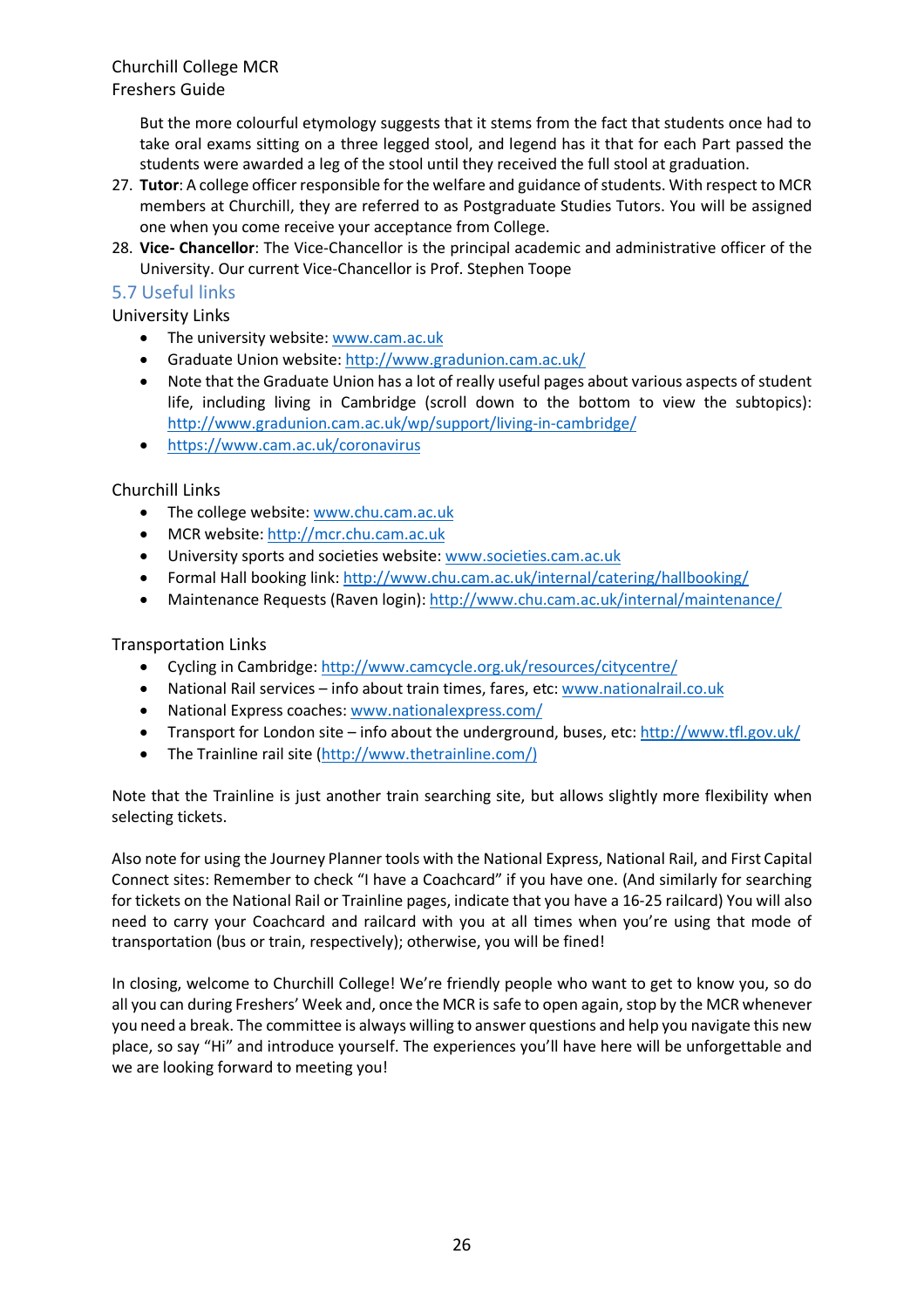But the more colourful etymology suggests that it stems from the fact that students once had to take oral exams sitting on a three legged stool, and legend has it that for each Part passed the students were awarded a leg of the stool until they received the full stool at graduation.

27. **Tutor**: A college officer responsible for the welfare and guidance of students. With respect to MCR members at Churchill, they are referred to as Postgraduate Studies Tutors. You will be assigned one when you come receive your acceptance from College.
28. **Vice- Chancellor**: The Vice-Chancellor is the principal academic and administrative officer of the University. Our current Vice-Chancellor is Prof. Stephen Toope

## 5.7 Useful links

University Links

- The university website: www.cam.ac.uk
- Graduate Union website: http://www.gradunion.cam.ac.uk/
- Note that the Graduate Union has a lot of really useful pages about various aspects of student life, including living in Cambridge (scroll down to the bottom to view the subtopics): http://www.gradunion.cam.ac.uk/wp/support/living-in-cambridge/
- https://www.cam.ac.uk/coronavirus

Churchill Links

- The college website: www.chu.cam.ac.uk
- MCR website: http://mcr.chu.cam.ac.uk
- University sports and societies website: www.societies.cam.ac.uk
- Formal Hall booking link: http://www.chu.cam.ac.uk/internal/catering/hallbooking/
- Maintenance Requests (Raven login): http://www.chu.cam.ac.uk/internal/maintenance/

Transportation Links

- Cycling in Cambridge: http://www.camcycle.org.uk/resources/citycentre/
- National Rail services – info about train times, fares, etc: www.nationalrail.co.uk
- National Express coaches: www.nationalexpress.com/
- Transport for London site – info about the underground, buses, etc: http://www.tfl.gov.uk/
- The Trainline rail site (http://www.thetrainline.com/)

Note that the Trainline is just another train searching site, but allows slightly more flexibility when selecting tickets.

Also note for using the Journey Planner tools with the National Express, National Rail, and First Capital Connect sites: Remember to check "I have a Coachcard" if you have one. (And similarly for searching for tickets on the National Rail or Trainline pages, indicate that you have a 16-25 railcard) You will also need to carry your Coachcard and railcard with you at all times when you're using that mode of transportation (bus or train, respectively); otherwise, you will be fined!

In closing, welcome to Churchill College! We're friendly people who want to get to know you, so do all you can during Freshers' Week and, once the MCR is safe to open again, stop by the MCR whenever you need a break. The committee is always willing to answer questions and help you navigate this new place, so say "Hi" and introduce yourself. The experiences you'll have here will be unforgettable and we are looking forward to meeting you!